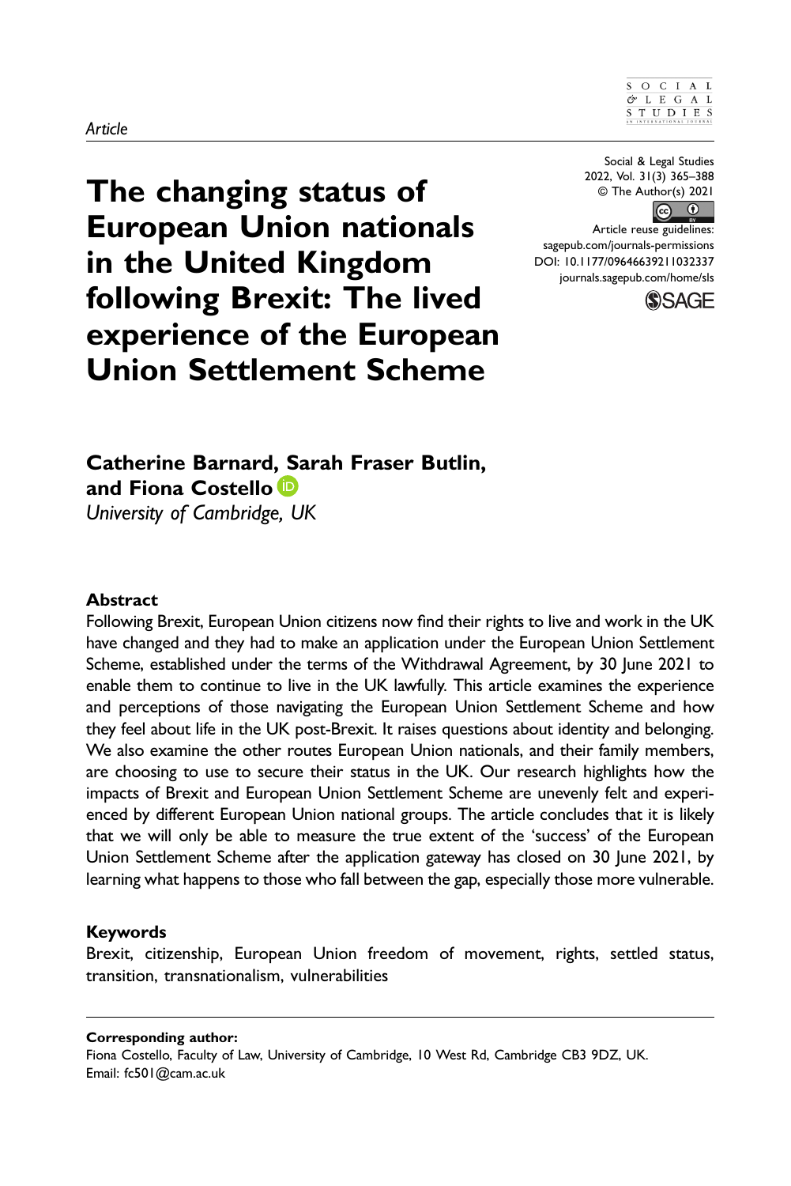*Article*

# The changing status of European Union nationals in the United Kingdom following Brexit: The lived experience of the European Union Settlement Scheme

Social & Legal Studies
2022, Vol. 31(3) 365–388
© The Author(s) 2021
Article reuse guidelines:
sagepub.com/journals-permissions
DOI: 10.1177/09646639211032337
journals.sagepub.com/home/sls

**Catherine Barnard, Sarah Fraser Butlin, and Fiona Costello**

*University of Cambridge, UK*

## Abstract

Following Brexit, European Union citizens now find their rights to live and work in the UK have changed and they had to make an application under the European Union Settlement Scheme, established under the terms of the Withdrawal Agreement, by 30 June 2021 to enable them to continue to live in the UK lawfully. This article examines the experience and perceptions of those navigating the European Union Settlement Scheme and how they feel about life in the UK post-Brexit. It raises questions about identity and belonging. We also examine the other routes European Union nationals, and their family members, are choosing to use to secure their status in the UK. Our research highlights how the impacts of Brexit and European Union Settlement Scheme are unevenly felt and experienced by different European Union national groups. The article concludes that it is likely that we will only be able to measure the true extent of the 'success' of the European Union Settlement Scheme after the application gateway has closed on 30 June 2021, by learning what happens to those who fall between the gap, especially those more vulnerable.

## Keywords

Brexit, citizenship, European Union freedom of movement, rights, settled status, transition, transnationalism, vulnerabilities

**Corresponding author:**
Fiona Costello, Faculty of Law, University of Cambridge, 10 West Rd, Cambridge CB3 9DZ, UK.
Email: fc501@cam.ac.uk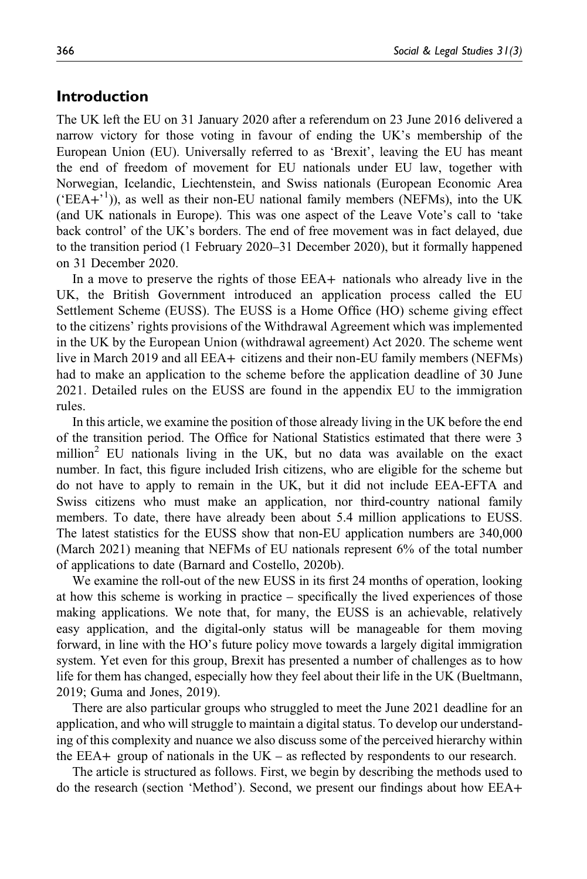## Introduction

The UK left the EU on 31 January 2020 after a referendum on 23 June 2016 delivered a narrow victory for those voting in favour of ending the UK's membership of the European Union (EU). Universally referred to as 'Brexit', leaving the EU has meant the end of freedom of movement for EU nationals under EU law, together with Norwegian, Icelandic, Liechtenstein, and Swiss nationals (European Economic Area ('EEA+'[1])), as well as their non-EU national family members (NEFMs), into the UK (and UK nationals in Europe). This was one aspect of the Leave Vote's call to 'take back control' of the UK's borders. The end of free movement was in fact delayed, due to the transition period (1 February 2020–31 December 2020), but it formally happened on 31 December 2020.

In a move to preserve the rights of those EEA+ nationals who already live in the UK, the British Government introduced an application process called the EU Settlement Scheme (EUSS). The EUSS is a Home Office (HO) scheme giving effect to the citizens' rights provisions of the Withdrawal Agreement which was implemented in the UK by the European Union (withdrawal agreement) Act 2020. The scheme went live in March 2019 and all EEA+ citizens and their non-EU family members (NEFMs) had to make an application to the scheme before the application deadline of 30 June 2021. Detailed rules on the EUSS are found in the appendix EU to the immigration rules.

In this article, we examine the position of those already living in the UK before the end of the transition period. The Office for National Statistics estimated that there were 3 million[2] EU nationals living in the UK, but no data was available on the exact number. In fact, this figure included Irish citizens, who are eligible for the scheme but do not have to apply to remain in the UK, but it did not include EEA-EFTA and Swiss citizens who must make an application, nor third-country national family members. To date, there have already been about 5.4 million applications to EUSS. The latest statistics for the EUSS show that non-EU application numbers are 340,000 (March 2021) meaning that NEFMs of EU nationals represent 6% of the total number of applications to date (Barnard and Costello, 2020b).

We examine the roll-out of the new EUSS in its first 24 months of operation, looking at how this scheme is working in practice – specifically the lived experiences of those making applications. We note that, for many, the EUSS is an achievable, relatively easy application, and the digital-only status will be manageable for them moving forward, in line with the HO's future policy move towards a largely digital immigration system. Yet even for this group, Brexit has presented a number of challenges as to how life for them has changed, especially how they feel about their life in the UK (Bueltmann, 2019; Guma and Jones, 2019).

There are also particular groups who struggled to meet the June 2021 deadline for an application, and who will struggle to maintain a digital status. To develop our understanding of this complexity and nuance we also discuss some of the perceived hierarchy within the EEA+ group of nationals in the UK – as reflected by respondents to our research.

The article is structured as follows. First, we begin by describing the methods used to do the research (section 'Method'). Second, we present our findings about how EEA+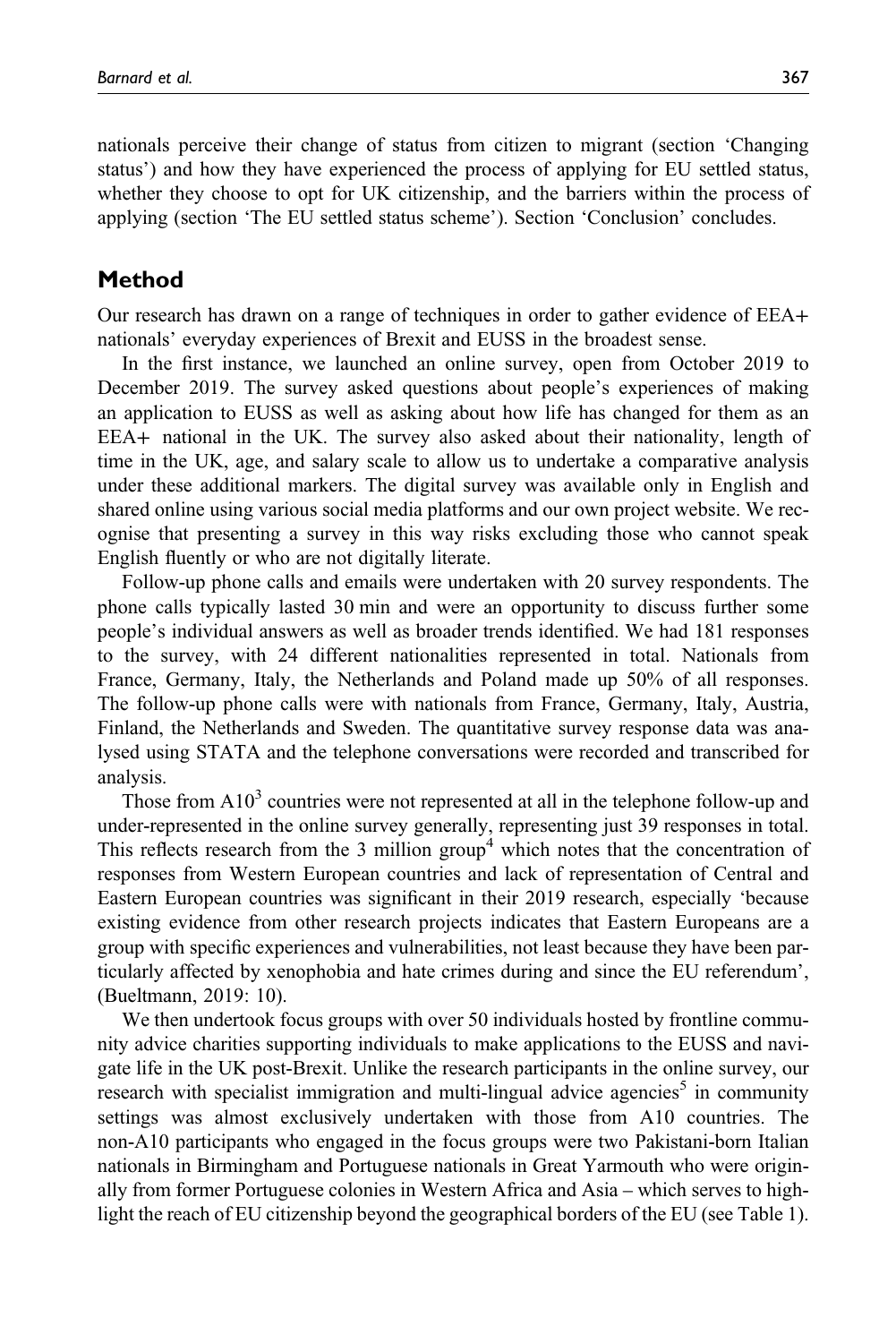nationals perceive their change of status from citizen to migrant (section 'Changing status') and how they have experienced the process of applying for EU settled status, whether they choose to opt for UK citizenship, and the barriers within the process of applying (section 'The EU settled status scheme'). Section 'Conclusion' concludes.

## Method

Our research has drawn on a range of techniques in order to gather evidence of EEA+ nationals' everyday experiences of Brexit and EUSS in the broadest sense.

In the first instance, we launched an online survey, open from October 2019 to December 2019. The survey asked questions about people's experiences of making an application to EUSS as well as asking about how life has changed for them as an EEA+ national in the UK. The survey also asked about their nationality, length of time in the UK, age, and salary scale to allow us to undertake a comparative analysis under these additional markers. The digital survey was available only in English and shared online using various social media platforms and our own project website. We recognise that presenting a survey in this way risks excluding those who cannot speak English fluently or who are not digitally literate.

Follow-up phone calls and emails were undertaken with 20 survey respondents. The phone calls typically lasted 30 min and were an opportunity to discuss further some people's individual answers as well as broader trends identified. We had 181 responses to the survey, with 24 different nationalities represented in total. Nationals from France, Germany, Italy, the Netherlands and Poland made up 50% of all responses. The follow-up phone calls were with nationals from France, Germany, Italy, Austria, Finland, the Netherlands and Sweden. The quantitative survey response data was analysed using STATA and the telephone conversations were recorded and transcribed for analysis.

Those from A10[3] countries were not represented at all in the telephone follow-up and under-represented in the online survey generally, representing just 39 responses in total. This reflects research from the 3 million group[4] which notes that the concentration of responses from Western European countries and lack of representation of Central and Eastern European countries was significant in their 2019 research, especially 'because existing evidence from other research projects indicates that Eastern Europeans are a group with specific experiences and vulnerabilities, not least because they have been particularly affected by xenophobia and hate crimes during and since the EU referendum', (Bueltmann, 2019: 10).

We then undertook focus groups with over 50 individuals hosted by frontline community advice charities supporting individuals to make applications to the EUSS and navigate life in the UK post-Brexit. Unlike the research participants in the online survey, our research with specialist immigration and multi-lingual advice agencies[5] in community settings was almost exclusively undertaken with those from A10 countries. The non-A10 participants who engaged in the focus groups were two Pakistani-born Italian nationals in Birmingham and Portuguese nationals in Great Yarmouth who were originally from former Portuguese colonies in Western Africa and Asia – which serves to highlight the reach of EU citizenship beyond the geographical borders of the EU (see Table 1).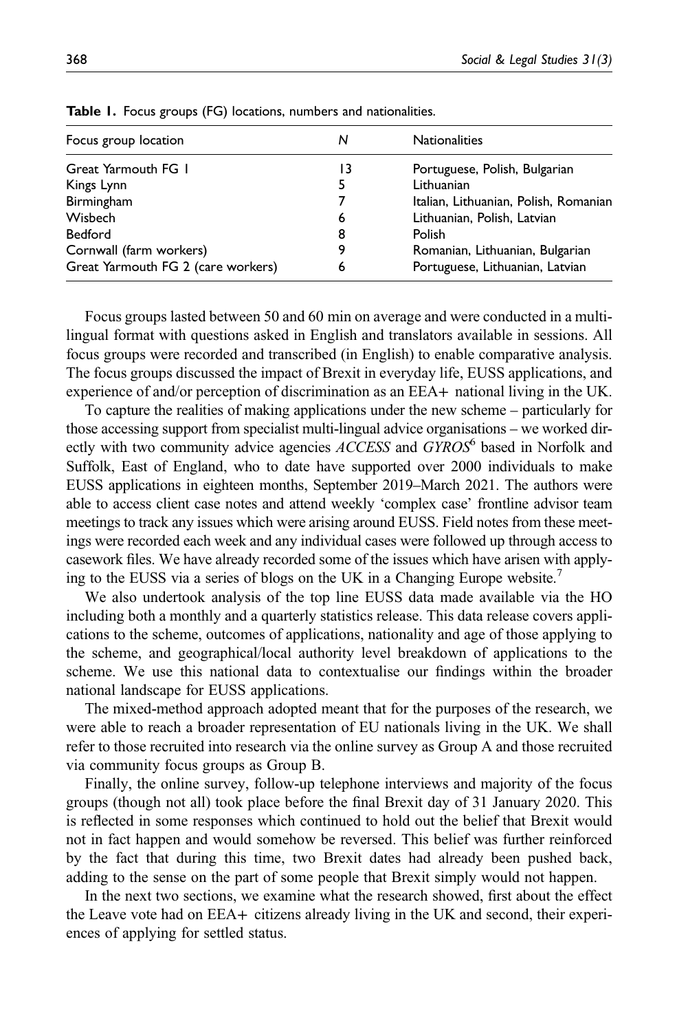**Table 1.** Focus groups (FG) locations, numbers and nationalities.

| Focus group location | N | Nationalities |
|---|---|---|
| Great Yarmouth FG 1 | 13 | Portuguese, Polish, Bulgarian |
| Kings Lynn | 5 | Lithuanian |
| Birmingham | 7 | Italian, Lithuanian, Polish, Romanian |
| Wisbech | 6 | Lithuanian, Polish, Latvian |
| Bedford | 8 | Polish |
| Cornwall (farm workers) | 9 | Romanian, Lithuanian, Bulgarian |
| Great Yarmouth FG 2 (care workers) | 6 | Portuguese, Lithuanian, Latvian |

Focus groups lasted between 50 and 60 min on average and were conducted in a multi-lingual format with questions asked in English and translators available in sessions. All focus groups were recorded and transcribed (in English) to enable comparative analysis. The focus groups discussed the impact of Brexit in everyday life, EUSS applications, and experience of and/or perception of discrimination as an EEA+ national living in the UK.

To capture the realities of making applications under the new scheme – particularly for those accessing support from specialist multi-lingual advice organisations – we worked directly with two community advice agencies *ACCESS* and *GYROS*[6] based in Norfolk and Suffolk, East of England, who to date have supported over 2000 individuals to make EUSS applications in eighteen months, September 2019–March 2021. The authors were able to access client case notes and attend weekly 'complex case' frontline advisor team meetings to track any issues which were arising around EUSS. Field notes from these meetings were recorded each week and any individual cases were followed up through access to casework files. We have already recorded some of the issues which have arisen with applying to the EUSS via a series of blogs on the UK in a Changing Europe website.[7]

We also undertook analysis of the top line EUSS data made available via the HO including both a monthly and a quarterly statistics release. This data release covers applications to the scheme, outcomes of applications, nationality and age of those applying to the scheme, and geographical/local authority level breakdown of applications to the scheme. We use this national data to contextualise our findings within the broader national landscape for EUSS applications.

The mixed-method approach adopted meant that for the purposes of the research, we were able to reach a broader representation of EU nationals living in the UK. We shall refer to those recruited into research via the online survey as Group A and those recruited via community focus groups as Group B.

Finally, the online survey, follow-up telephone interviews and majority of the focus groups (though not all) took place before the final Brexit day of 31 January 2020. This is reflected in some responses which continued to hold out the belief that Brexit would not in fact happen and would somehow be reversed. This belief was further reinforced by the fact that during this time, two Brexit dates had already been pushed back, adding to the sense on the part of some people that Brexit simply would not happen.

In the next two sections, we examine what the research showed, first about the effect the Leave vote had on EEA+ citizens already living in the UK and second, their experiences of applying for settled status.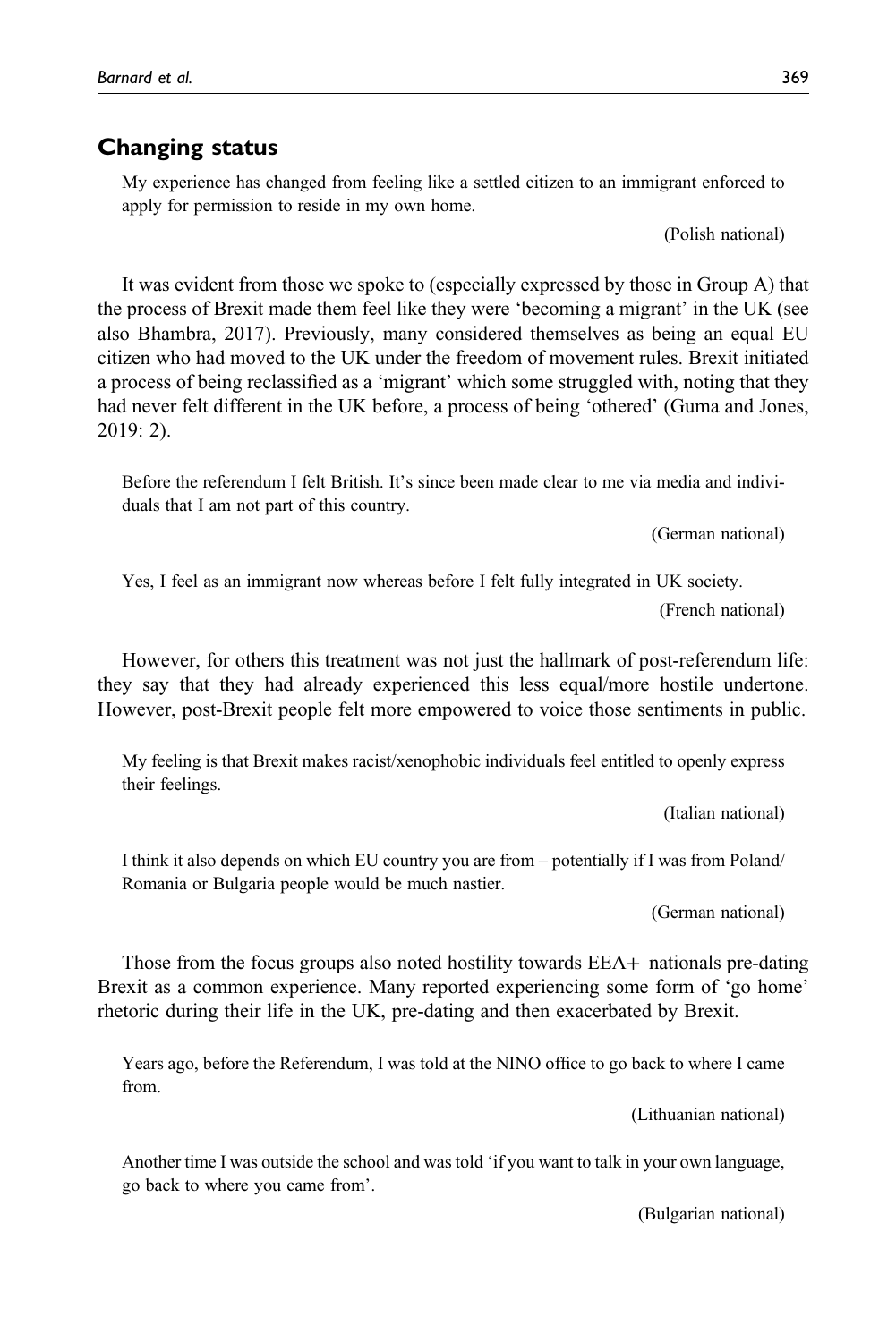## Changing status

> My experience has changed from feeling like a settled citizen to an immigrant enforced to apply for permission to reside in my own home.
>
> (Polish national)

It was evident from those we spoke to (especially expressed by those in Group A) that the process of Brexit made them feel like they were 'becoming a migrant' in the UK (see also Bhambra, 2017). Previously, many considered themselves as being an equal EU citizen who had moved to the UK under the freedom of movement rules. Brexit initiated a process of being reclassified as a 'migrant' which some struggled with, noting that they had never felt different in the UK before, a process of being 'othered' (Guma and Jones, 2019: 2).

> Before the referendum I felt British. It's since been made clear to me via media and individuals that I am not part of this country.
>
> (German national)

> Yes, I feel as an immigrant now whereas before I felt fully integrated in UK society.
>
> (French national)

However, for others this treatment was not just the hallmark of post-referendum life: they say that they had already experienced this less equal/more hostile undertone. However, post-Brexit people felt more empowered to voice those sentiments in public.

> My feeling is that Brexit makes racist/xenophobic individuals feel entitled to openly express their feelings.
>
> (Italian national)

> I think it also depends on which EU country you are from – potentially if I was from Poland/Romania or Bulgaria people would be much nastier.
>
> (German national)

Those from the focus groups also noted hostility towards EEA+ nationals pre-dating Brexit as a common experience. Many reported experiencing some form of 'go home' rhetoric during their life in the UK, pre-dating and then exacerbated by Brexit.

> Years ago, before the Referendum, I was told at the NINO office to go back to where I came from.
>
> (Lithuanian national)

> Another time I was outside the school and was told 'if you want to talk in your own language, go back to where you came from'.
>
> (Bulgarian national)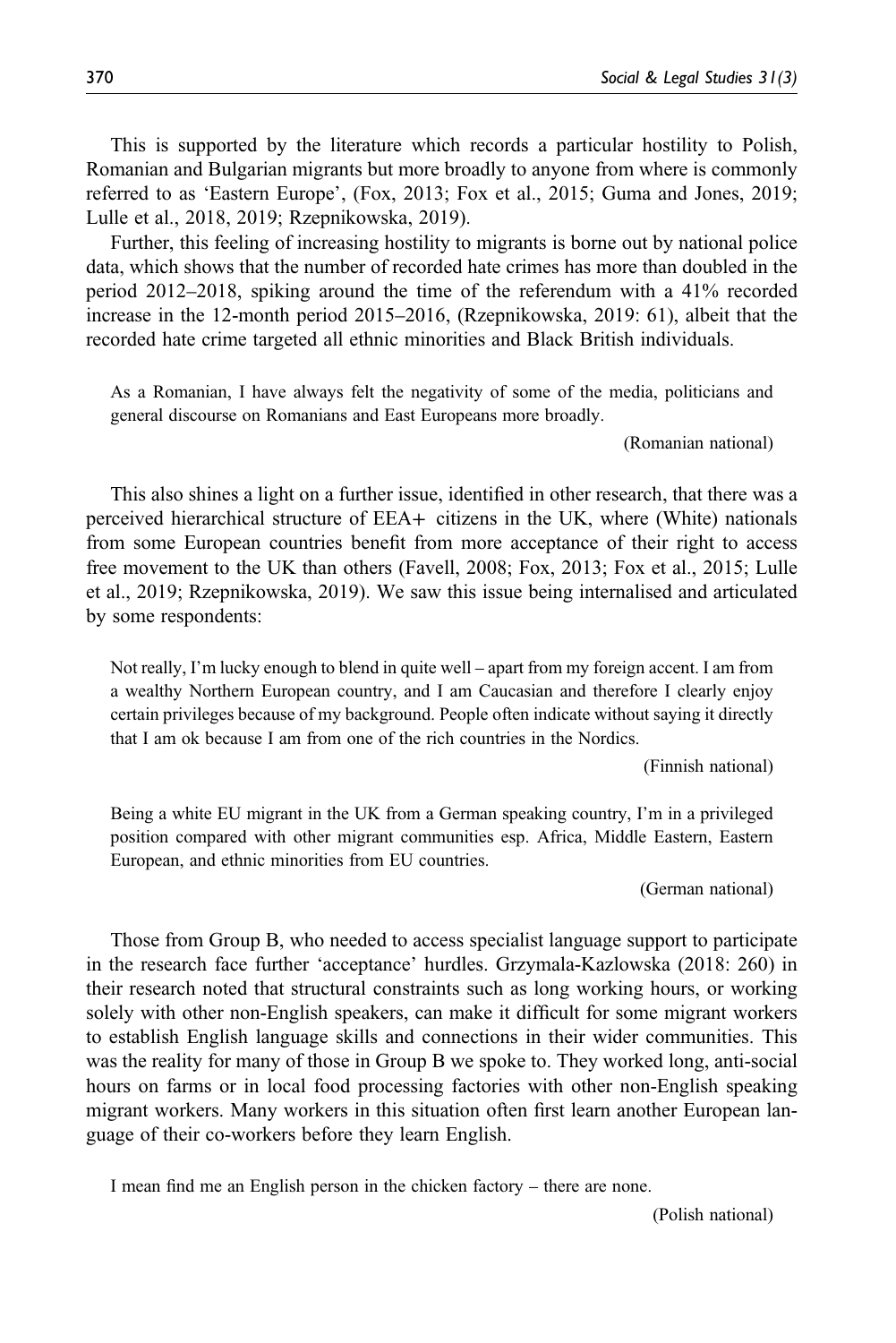This is supported by the literature which records a particular hostility to Polish, Romanian and Bulgarian migrants but more broadly to anyone from where is commonly referred to as 'Eastern Europe', (Fox, 2013; Fox et al., 2015; Guma and Jones, 2019; Lulle et al., 2018, 2019; Rzepnikowska, 2019).

Further, this feeling of increasing hostility to migrants is borne out by national police data, which shows that the number of recorded hate crimes has more than doubled in the period 2012–2018, spiking around the time of the referendum with a 41% recorded increase in the 12-month period 2015–2016, (Rzepnikowska, 2019: 61), albeit that the recorded hate crime targeted all ethnic minorities and Black British individuals.

> As a Romanian, I have always felt the negativity of some of the media, politicians and general discourse on Romanians and East Europeans more broadly.
>
> (Romanian national)

This also shines a light on a further issue, identified in other research, that there was a perceived hierarchical structure of EEA+ citizens in the UK, where (White) nationals from some European countries benefit from more acceptance of their right to access free movement to the UK than others (Favell, 2008; Fox, 2013; Fox et al., 2015; Lulle et al., 2019; Rzepnikowska, 2019). We saw this issue being internalised and articulated by some respondents:

> Not really, I'm lucky enough to blend in quite well – apart from my foreign accent. I am from a wealthy Northern European country, and I am Caucasian and therefore I clearly enjoy certain privileges because of my background. People often indicate without saying it directly that I am ok because I am from one of the rich countries in the Nordics.
>
> (Finnish national)

> Being a white EU migrant in the UK from a German speaking country, I'm in a privileged position compared with other migrant communities esp. Africa, Middle Eastern, Eastern European, and ethnic minorities from EU countries.
>
> (German national)

Those from Group B, who needed to access specialist language support to participate in the research face further 'acceptance' hurdles. Grzymala-Kazlowska (2018: 260) in their research noted that structural constraints such as long working hours, or working solely with other non-English speakers, can make it difficult for some migrant workers to establish English language skills and connections in their wider communities. This was the reality for many of those in Group B we spoke to. They worked long, anti-social hours on farms or in local food processing factories with other non-English speaking migrant workers. Many workers in this situation often first learn another European language of their co-workers before they learn English.

> I mean find me an English person in the chicken factory – there are none.
>
> (Polish national)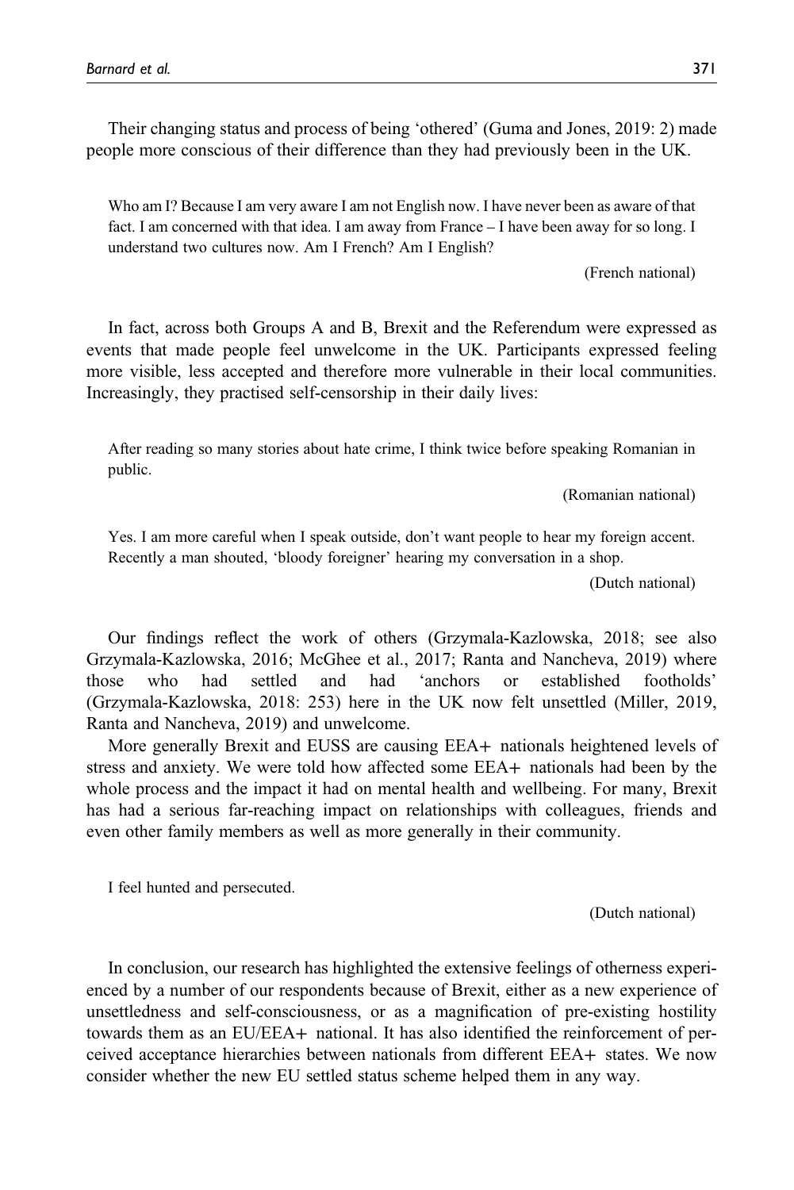Their changing status and process of being ‘othered’ (Guma and Jones, 2019: 2) made people more conscious of their difference than they had previously been in the UK.

> Who am I? Because I am very aware I am not English now. I have never been as aware of that fact. I am concerned with that idea. I am away from France – I have been away for so long. I understand two cultures now. Am I French? Am I English?
>
> (French national)

In fact, across both Groups A and B, Brexit and the Referendum were expressed as events that made people feel unwelcome in the UK. Participants expressed feeling more visible, less accepted and therefore more vulnerable in their local communities. Increasingly, they practised self-censorship in their daily lives:

> After reading so many stories about hate crime, I think twice before speaking Romanian in public.
>
> (Romanian national)

> Yes. I am more careful when I speak outside, don’t want people to hear my foreign accent. Recently a man shouted, ‘bloody foreigner’ hearing my conversation in a shop.
>
> (Dutch national)

Our findings reflect the work of others (Grzymala-Kazlowska, 2018; see also Grzymala-Kazlowska, 2016; McGhee et al., 2017; Ranta and Nancheva, 2019) where those who had settled and had ‘anchors or established footholds’ (Grzymala-Kazlowska, 2018: 253) here in the UK now felt unsettled (Miller, 2019, Ranta and Nancheva, 2019) and unwelcome.

More generally Brexit and EUSS are causing EEA+ nationals heightened levels of stress and anxiety. We were told how affected some EEA+ nationals had been by the whole process and the impact it had on mental health and wellbeing. For many, Brexit has had a serious far-reaching impact on relationships with colleagues, friends and even other family members as well as more generally in their community.

> I feel hunted and persecuted.
>
> (Dutch national)

In conclusion, our research has highlighted the extensive feelings of otherness experienced by a number of our respondents because of Brexit, either as a new experience of unsettledness and self-consciousness, or as a magnification of pre-existing hostility towards them as an EU/EEA+ national. It has also identified the reinforcement of perceived acceptance hierarchies between nationals from different EEA+ states. We now consider whether the new EU settled status scheme helped them in any way.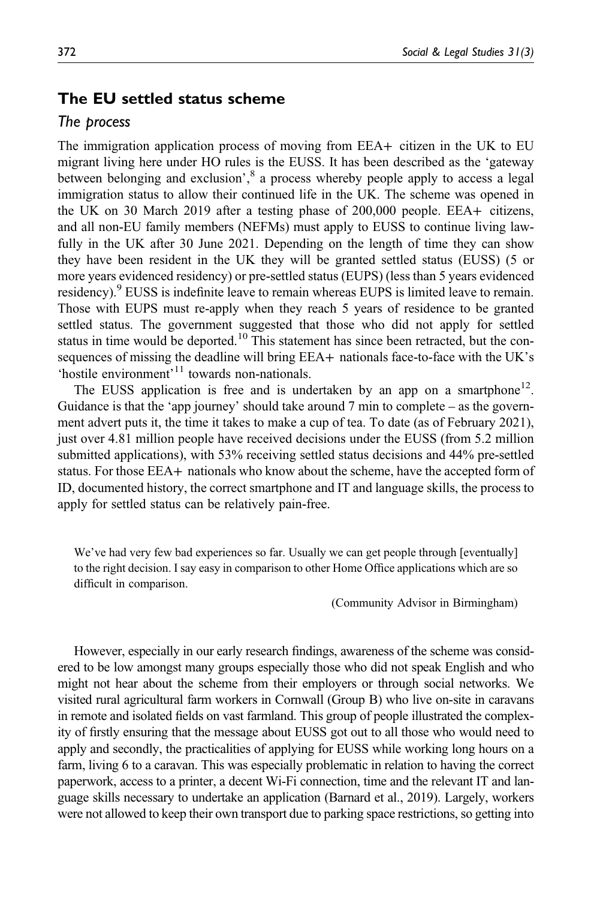## The EU settled status scheme

### *The process*

The immigration application process of moving from EEA+ citizen in the UK to EU migrant living here under HO rules is the EUSS. It has been described as the 'gateway between belonging and exclusion',[8] a process whereby people apply to access a legal immigration status to allow their continued life in the UK. The scheme was opened in the UK on 30 March 2019 after a testing phase of 200,000 people. EEA+ citizens, and all non-EU family members (NEFMs) must apply to EUSS to continue living lawfully in the UK after 30 June 2021. Depending on the length of time they can show they have been resident in the UK they will be granted settled status (EUSS) (5 or more years evidenced residency) or pre-settled status (EUPS) (less than 5 years evidenced residency).[9] EUSS is indefinite leave to remain whereas EUPS is limited leave to remain. Those with EUPS must re-apply when they reach 5 years of residence to be granted settled status. The government suggested that those who did not apply for settled status in time would be deported.[10] This statement has since been retracted, but the consequences of missing the deadline will bring EEA+ nationals face-to-face with the UK's 'hostile environment'[11] towards non-nationals.

The EUSS application is free and is undertaken by an app on a smartphone[12]. Guidance is that the 'app journey' should take around 7 min to complete – as the government advert puts it, the time it takes to make a cup of tea. To date (as of February 2021), just over 4.81 million people have received decisions under the EUSS (from 5.2 million submitted applications), with 53% receiving settled status decisions and 44% pre-settled status. For those EEA+ nationals who know about the scheme, have the accepted form of ID, documented history, the correct smartphone and IT and language skills, the process to apply for settled status can be relatively pain-free.

> We've had very few bad experiences so far. Usually we can get people through [eventually] to the right decision. I say easy in comparison to other Home Office applications which are so difficult in comparison.
>
> (Community Advisor in Birmingham)

However, especially in our early research findings, awareness of the scheme was considered to be low amongst many groups especially those who did not speak English and who might not hear about the scheme from their employers or through social networks. We visited rural agricultural farm workers in Cornwall (Group B) who live on-site in caravans in remote and isolated fields on vast farmland. This group of people illustrated the complexity of firstly ensuring that the message about EUSS got out to all those who would need to apply and secondly, the practicalities of applying for EUSS while working long hours on a farm, living 6 to a caravan. This was especially problematic in relation to having the correct paperwork, access to a printer, a decent Wi-Fi connection, time and the relevant IT and language skills necessary to undertake an application (Barnard et al., 2019). Largely, workers were not allowed to keep their own transport due to parking space restrictions, so getting into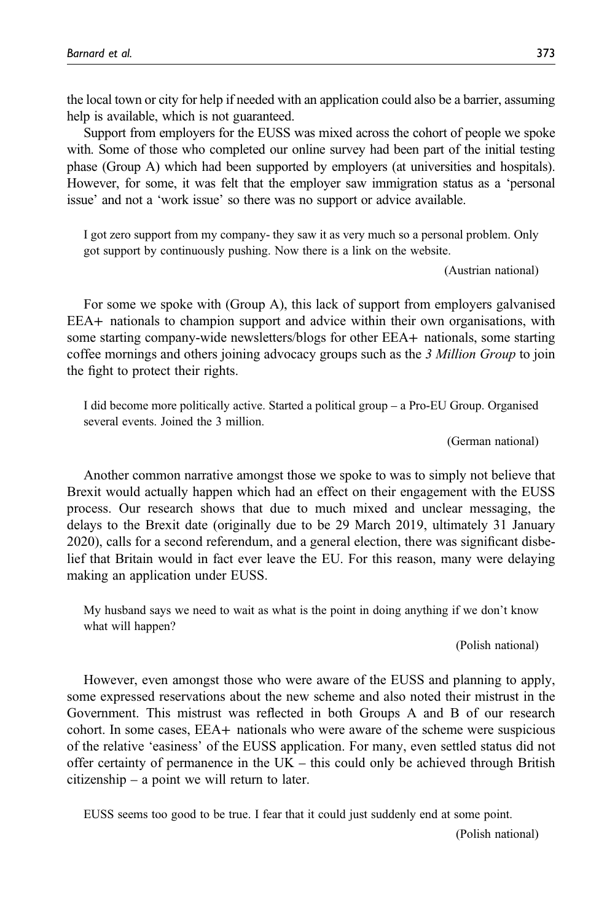the local town or city for help if needed with an application could also be a barrier, assuming help is available, which is not guaranteed.

Support from employers for the EUSS was mixed across the cohort of people we spoke with. Some of those who completed our online survey had been part of the initial testing phase (Group A) which had been supported by employers (at universities and hospitals). However, for some, it was felt that the employer saw immigration status as a 'personal issue' and not a 'work issue' so there was no support or advice available.

> I got zero support from my company- they saw it as very much so a personal problem. Only got support by continuously pushing. Now there is a link on the website.
>
> (Austrian national)

For some we spoke with (Group A), this lack of support from employers galvanised EEA+ nationals to champion support and advice within their own organisations, with some starting company-wide newsletters/blogs for other EEA+ nationals, some starting coffee mornings and others joining advocacy groups such as the *3 Million Group* to join the fight to protect their rights.

> I did become more politically active. Started a political group – a Pro-EU Group. Organised several events. Joined the 3 million.
>
> (German national)

Another common narrative amongst those we spoke to was to simply not believe that Brexit would actually happen which had an effect on their engagement with the EUSS process. Our research shows that due to much mixed and unclear messaging, the delays to the Brexit date (originally due to be 29 March 2019, ultimately 31 January 2020), calls for a second referendum, and a general election, there was significant disbelief that Britain would in fact ever leave the EU. For this reason, many were delaying making an application under EUSS.

> My husband says we need to wait as what is the point in doing anything if we don't know what will happen?
>
> (Polish national)

However, even amongst those who were aware of the EUSS and planning to apply, some expressed reservations about the new scheme and also noted their mistrust in the Government. This mistrust was reflected in both Groups A and B of our research cohort. In some cases, EEA+ nationals who were aware of the scheme were suspicious of the relative 'easiness' of the EUSS application. For many, even settled status did not offer certainty of permanence in the UK – this could only be achieved through British citizenship – a point we will return to later.

> EUSS seems too good to be true. I fear that it could just suddenly end at some point.
>
> (Polish national)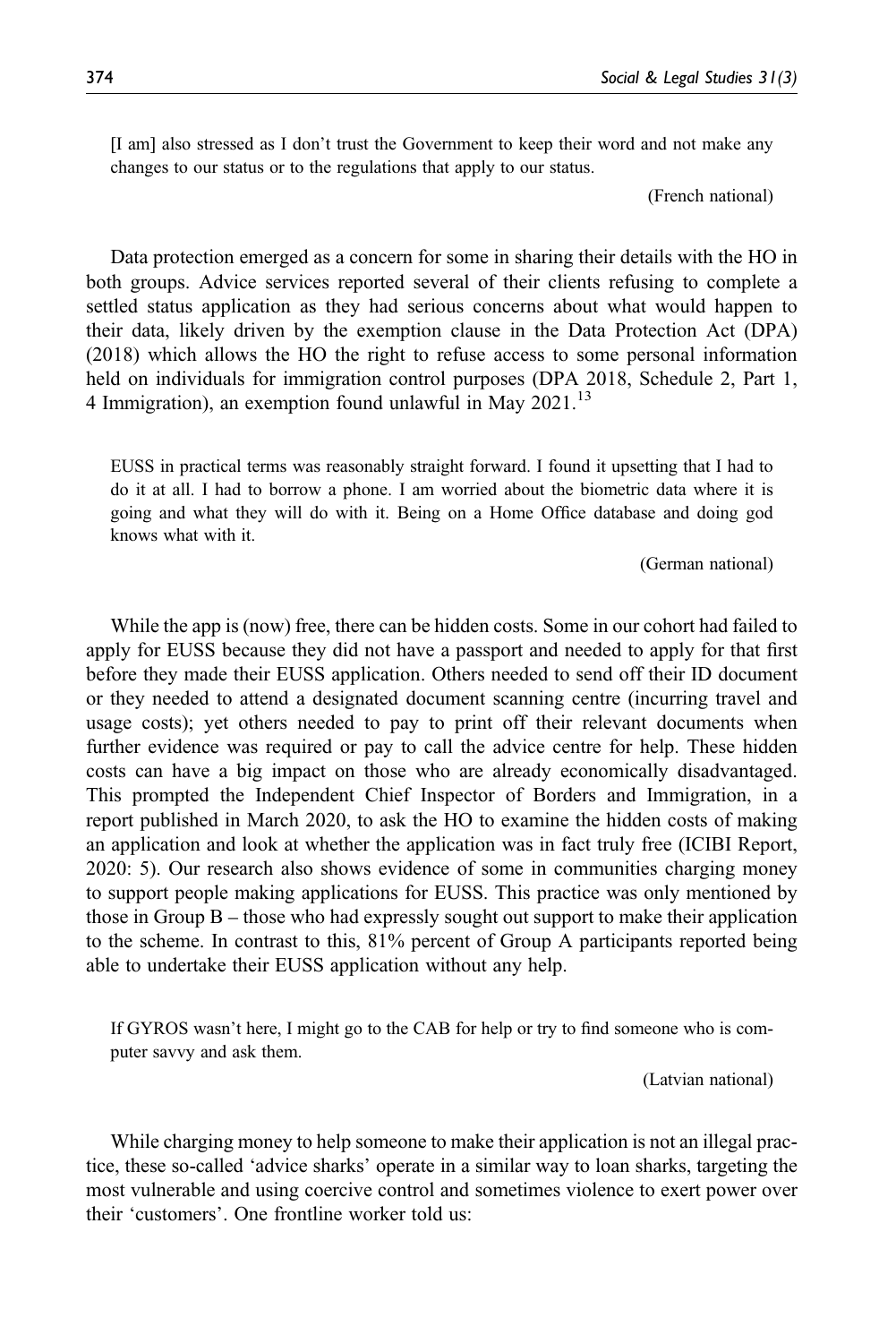> [I am] also stressed as I don't trust the Government to keep their word and not make any changes to our status or to the regulations that apply to our status.
>
> (French national)

Data protection emerged as a concern for some in sharing their details with the HO in both groups. Advice services reported several of their clients refusing to complete a settled status application as they had serious concerns about what would happen to their data, likely driven by the exemption clause in the Data Protection Act (DPA) (2018) which allows the HO the right to refuse access to some personal information held on individuals for immigration control purposes (DPA 2018, Schedule 2, Part 1, 4 Immigration), an exemption found unlawful in May 2021.[13]

> EUSS in practical terms was reasonably straight forward. I found it upsetting that I had to do it at all. I had to borrow a phone. I am worried about the biometric data where it is going and what they will do with it. Being on a Home Office database and doing god knows what with it.
>
> (German national)

While the app is (now) free, there can be hidden costs. Some in our cohort had failed to apply for EUSS because they did not have a passport and needed to apply for that first before they made their EUSS application. Others needed to send off their ID document or they needed to attend a designated document scanning centre (incurring travel and usage costs); yet others needed to pay to print off their relevant documents when further evidence was required or pay to call the advice centre for help. These hidden costs can have a big impact on those who are already economically disadvantaged. This prompted the Independent Chief Inspector of Borders and Immigration, in a report published in March 2020, to ask the HO to examine the hidden costs of making an application and look at whether the application was in fact truly free (ICIBI Report, 2020: 5). Our research also shows evidence of some in communities charging money to support people making applications for EUSS. This practice was only mentioned by those in Group B – those who had expressly sought out support to make their application to the scheme. In contrast to this, 81% percent of Group A participants reported being able to undertake their EUSS application without any help.

> If GYROS wasn't here, I might go to the CAB for help or try to find someone who is computer savvy and ask them.
>
> (Latvian national)

While charging money to help someone to make their application is not an illegal practice, these so-called 'advice sharks' operate in a similar way to loan sharks, targeting the most vulnerable and using coercive control and sometimes violence to exert power over their 'customers'. One frontline worker told us: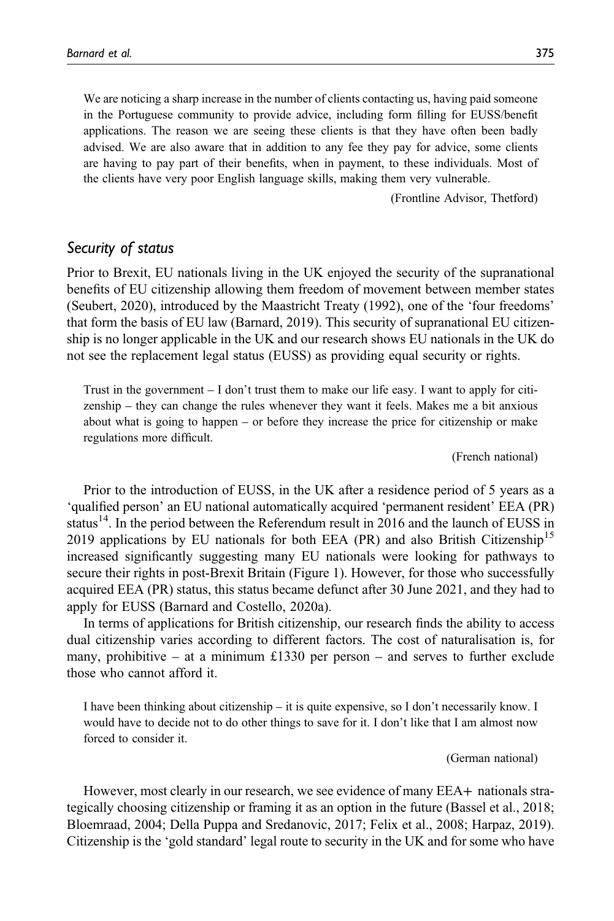> We are noticing a sharp increase in the number of clients contacting us, having paid someone in the Portuguese community to provide advice, including form filling for EUSS/benefit applications. The reason we are seeing these clients is that they have often been badly advised. We are also aware that in addition to any fee they pay for advice, some clients are having to pay part of their benefits, when in payment, to these individuals. Most of the clients have very poor English language skills, making them very vulnerable.
>
> (Frontline Advisor, Thetford)

### *Security of status*

Prior to Brexit, EU nationals living in the UK enjoyed the security of the supranational benefits of EU citizenship allowing them freedom of movement between member states (Seubert, 2020), introduced by the Maastricht Treaty (1992), one of the 'four freedoms' that form the basis of EU law (Barnard, 2019). This security of supranational EU citizenship is no longer applicable in the UK and our research shows EU nationals in the UK do not see the replacement legal status (EUSS) as providing equal security or rights.

> Trust in the government – I don't trust them to make our life easy. I want to apply for citizenship – they can change the rules whenever they want it feels. Makes me a bit anxious about what is going to happen – or before they increase the price for citizenship or make regulations more difficult.
>
> (French national)

Prior to the introduction of EUSS, in the UK after a residence period of 5 years as a 'qualified person' an EU national automatically acquired 'permanent resident' EEA (PR) status[14]. In the period between the Referendum result in 2016 and the launch of EUSS in 2019 applications by EU nationals for both EEA (PR) and also British Citizenship[15] increased significantly suggesting many EU nationals were looking for pathways to secure their rights in post-Brexit Britain (Figure 1). However, for those who successfully acquired EEA (PR) status, this status became defunct after 30 June 2021, and they had to apply for EUSS (Barnard and Costello, 2020a).

In terms of applications for British citizenship, our research finds the ability to access dual citizenship varies according to different factors. The cost of naturalisation is, for many, prohibitive – at a minimum £1330 per person – and serves to further exclude those who cannot afford it.

> I have been thinking about citizenship – it is quite expensive, so I don't necessarily know. I would have to decide not to do other things to save for it. I don't like that I am almost now forced to consider it.
>
> (German national)

However, most clearly in our research, we see evidence of many EEA+ nationals strategically choosing citizenship or framing it as an option in the future (Bassel et al., 2018; Bloemraad, 2004; Della Puppa and Sredanovic, 2017; Felix et al., 2008; Harpaz, 2019). Citizenship is the 'gold standard' legal route to security in the UK and for some who have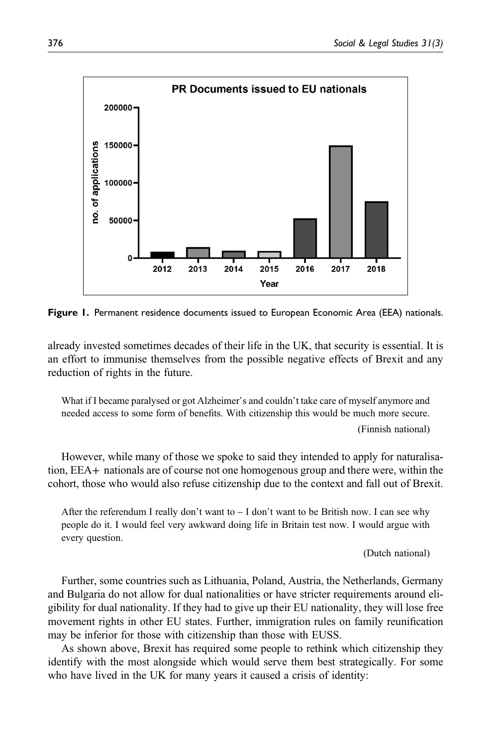Figure 1. Permanent residence documents issued to European Economic Area (EEA) nationals.

already invested sometimes decades of their life in the UK, that security is essential. It is an effort to immunise themselves from the possible negative effects of Brexit and any reduction of rights in the future.

> What if I became paralysed or got Alzheimer's and couldn't take care of myself anymore and needed access to some form of benefits. With citizenship this would be much more secure.
>
> (Finnish national)

However, while many of those we spoke to said they intended to apply for naturalisation, EEA+ nationals are of course not one homogenous group and there were, within the cohort, those who would also refuse citizenship due to the context and fall out of Brexit.

> After the referendum I really don't want to – I don't want to be British now. I can see why people do it. I would feel very awkward doing life in Britain test now. I would argue with every question.
>
> (Dutch national)

Further, some countries such as Lithuania, Poland, Austria, the Netherlands, Germany and Bulgaria do not allow for dual nationalities or have stricter requirements around eligibility for dual nationality. If they had to give up their EU nationality, they will lose free movement rights in other EU states. Further, immigration rules on family reunification may be inferior for those with citizenship than those with EUSS.

As shown above, Brexit has required some people to rethink which citizenship they identify with the most alongside which would serve them best strategically. For some who have lived in the UK for many years it caused a crisis of identity: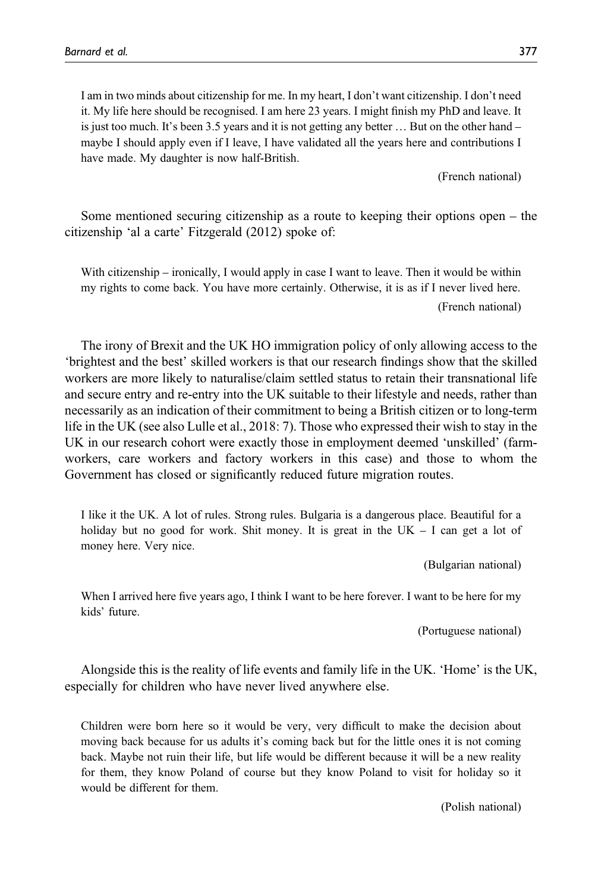> I am in two minds about citizenship for me. In my heart, I don't want citizenship. I don't need it. My life here should be recognised. I am here 23 years. I might finish my PhD and leave. It is just too much. It's been 3.5 years and it is not getting any better … But on the other hand – maybe I should apply even if I leave, I have validated all the years here and contributions I have made. My daughter is now half-British.
>
> (French national)

Some mentioned securing citizenship as a route to keeping their options open – the citizenship 'al a carte' Fitzgerald (2012) spoke of:

> With citizenship – ironically, I would apply in case I want to leave. Then it would be within my rights to come back. You have more certainly. Otherwise, it is as if I never lived here.
>
> (French national)

The irony of Brexit and the UK HO immigration policy of only allowing access to the 'brightest and the best' skilled workers is that our research findings show that the skilled workers are more likely to naturalise/claim settled status to retain their transnational life and secure entry and re-entry into the UK suitable to their lifestyle and needs, rather than necessarily as an indication of their commitment to being a British citizen or to long-term life in the UK (see also Lulle et al., 2018: 7). Those who expressed their wish to stay in the UK in our research cohort were exactly those in employment deemed 'unskilled' (farm-workers, care workers and factory workers in this case) and those to whom the Government has closed or significantly reduced future migration routes.

> I like it the UK. A lot of rules. Strong rules. Bulgaria is a dangerous place. Beautiful for a holiday but no good for work. Shit money. It is great in the UK – I can get a lot of money here. Very nice.
>
> (Bulgarian national)

> When I arrived here five years ago, I think I want to be here forever. I want to be here for my kids' future.
>
> (Portuguese national)

Alongside this is the reality of life events and family life in the UK. 'Home' is the UK, especially for children who have never lived anywhere else.

> Children were born here so it would be very, very difficult to make the decision about moving back because for us adults it's coming back but for the little ones it is not coming back. Maybe not ruin their life, but life would be different because it will be a new reality for them, they know Poland of course but they know Poland to visit for holiday so it would be different for them.
>
> (Polish national)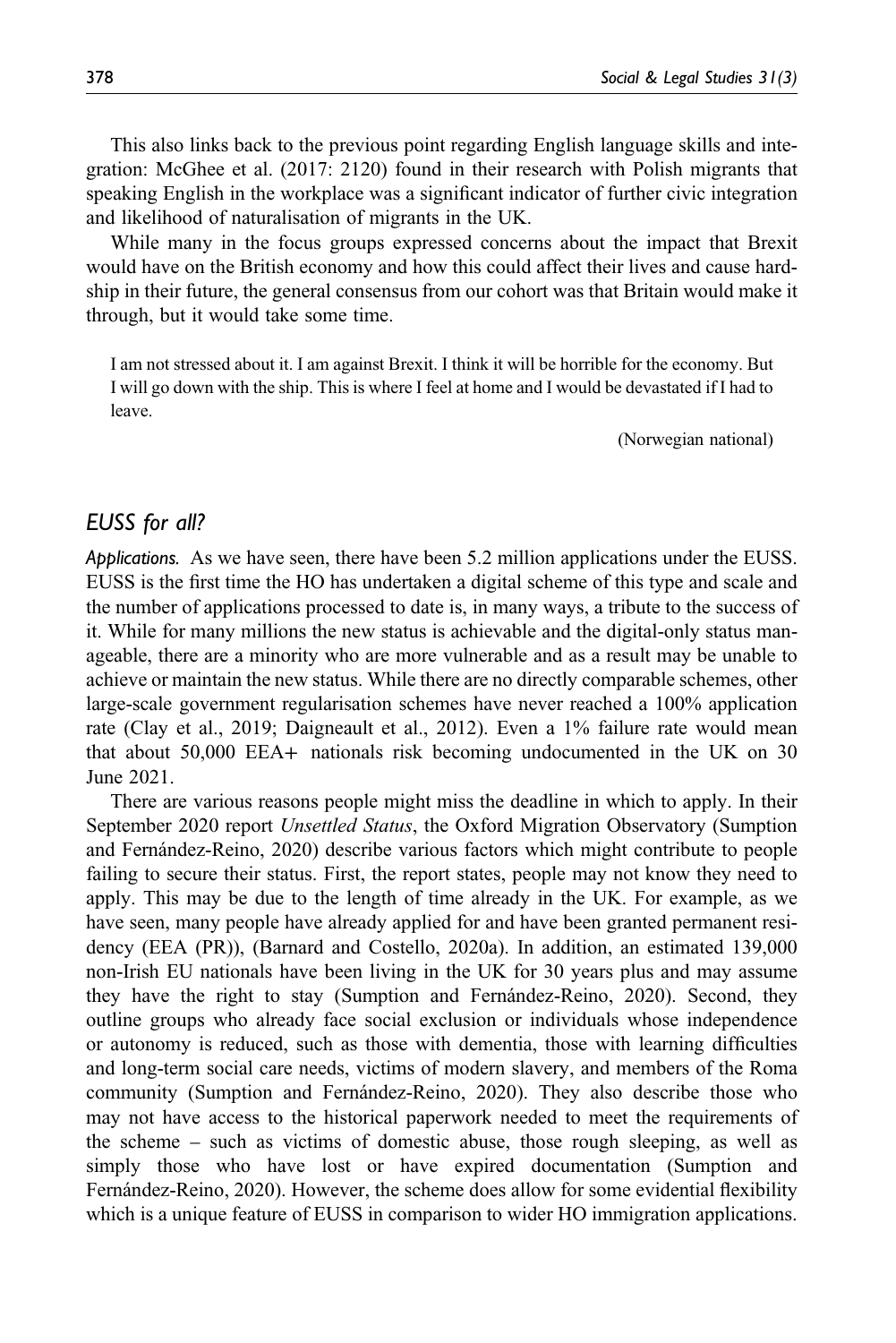This also links back to the previous point regarding English language skills and integration: McGhee et al. (2017: 2120) found in their research with Polish migrants that speaking English in the workplace was a significant indicator of further civic integration and likelihood of naturalisation of migrants in the UK.

While many in the focus groups expressed concerns about the impact that Brexit would have on the British economy and how this could affect their lives and cause hardship in their future, the general consensus from our cohort was that Britain would make it through, but it would take some time.

> I am not stressed about it. I am against Brexit. I think it will be horrible for the economy. But I will go down with the ship. This is where I feel at home and I would be devastated if I had to leave.
>
> (Norwegian national)

## *EUSS for all?*

*Applications.* As we have seen, there have been 5.2 million applications under the EUSS. EUSS is the first time the HO has undertaken a digital scheme of this type and scale and the number of applications processed to date is, in many ways, a tribute to the success of it. While for many millions the new status is achievable and the digital-only status manageable, there are a minority who are more vulnerable and as a result may be unable to achieve or maintain the new status. While there are no directly comparable schemes, other large-scale government regularisation schemes have never reached a 100% application rate (Clay et al., 2019; Daigneault et al., 2012). Even a 1% failure rate would mean that about 50,000 EEA+ nationals risk becoming undocumented in the UK on 30 June 2021.

There are various reasons people might miss the deadline in which to apply. In their September 2020 report *Unsettled Status*, the Oxford Migration Observatory (Sumption and Fernández-Reino, 2020) describe various factors which might contribute to people failing to secure their status. First, the report states, people may not know they need to apply. This may be due to the length of time already in the UK. For example, as we have seen, many people have already applied for and have been granted permanent residency (EEA (PR)), (Barnard and Costello, 2020a). In addition, an estimated 139,000 non-Irish EU nationals have been living in the UK for 30 years plus and may assume they have the right to stay (Sumption and Fernández-Reino, 2020). Second, they outline groups who already face social exclusion or individuals whose independence or autonomy is reduced, such as those with dementia, those with learning difficulties and long-term social care needs, victims of modern slavery, and members of the Roma community (Sumption and Fernández-Reino, 2020). They also describe those who may not have access to the historical paperwork needed to meet the requirements of the scheme – such as victims of domestic abuse, those rough sleeping, as well as simply those who have lost or have expired documentation (Sumption and Fernández-Reino, 2020). However, the scheme does allow for some evidential flexibility which is a unique feature of EUSS in comparison to wider HO immigration applications.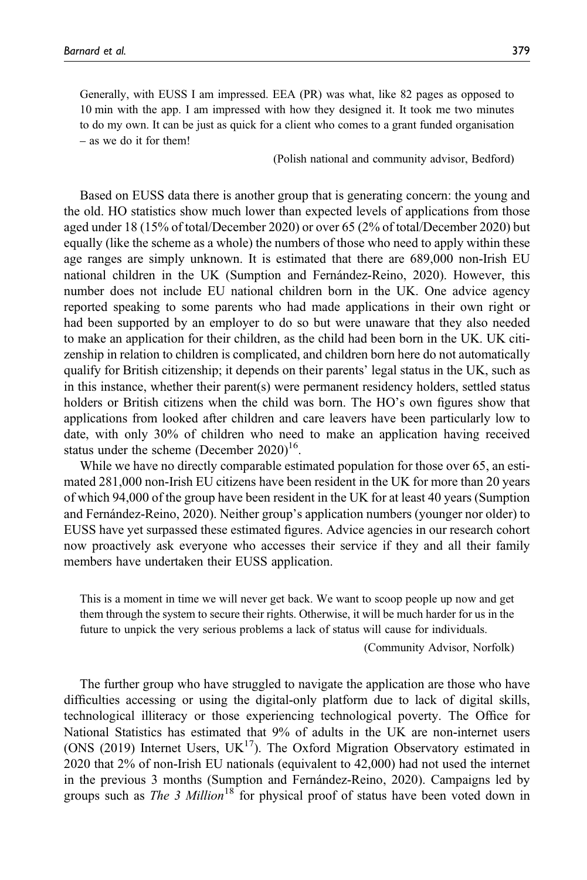> Generally, with EUSS I am impressed. EEA (PR) was what, like 82 pages as opposed to 10 min with the app. I am impressed with how they designed it. It took me two minutes to do my own. It can be just as quick for a client who comes to a grant funded organisation – as we do it for them!
>
> (Polish national and community advisor, Bedford)

Based on EUSS data there is another group that is generating concern: the young and the old. HO statistics show much lower than expected levels of applications from those aged under 18 (15% of total/December 2020) or over 65 (2% of total/December 2020) but equally (like the scheme as a whole) the numbers of those who need to apply within these age ranges are simply unknown. It is estimated that there are 689,000 non-Irish EU national children in the UK (Sumption and Fernández-Reino, 2020). However, this number does not include EU national children born in the UK. One advice agency reported speaking to some parents who had made applications in their own right or had been supported by an employer to do so but were unaware that they also needed to make an application for their children, as the child had been born in the UK. UK citizenship in relation to children is complicated, and children born here do not automatically qualify for British citizenship; it depends on their parents' legal status in the UK, such as in this instance, whether their parent(s) were permanent residency holders, settled status holders or British citizens when the child was born. The HO's own figures show that applications from looked after children and care leavers have been particularly low to date, with only 30% of children who need to make an application having received status under the scheme (December 2020)[16].

While we have no directly comparable estimated population for those over 65, an estimated 281,000 non-Irish EU citizens have been resident in the UK for more than 20 years of which 94,000 of the group have been resident in the UK for at least 40 years (Sumption and Fernández-Reino, 2020). Neither group's application numbers (younger nor older) to EUSS have yet surpassed these estimated figures. Advice agencies in our research cohort now proactively ask everyone who accesses their service if they and all their family members have undertaken their EUSS application.

> This is a moment in time we will never get back. We want to scoop people up now and get them through the system to secure their rights. Otherwise, it will be much harder for us in the future to unpick the very serious problems a lack of status will cause for individuals.
>
> (Community Advisor, Norfolk)

The further group who have struggled to navigate the application are those who have difficulties accessing or using the digital-only platform due to lack of digital skills, technological illiteracy or those experiencing technological poverty. The Office for National Statistics has estimated that 9% of adults in the UK are non-internet users (ONS (2019) Internet Users, UK[17]). The Oxford Migration Observatory estimated in 2020 that 2% of non-Irish EU nationals (equivalent to 42,000) had not used the internet in the previous 3 months (Sumption and Fernández-Reino, 2020). Campaigns led by groups such as *The 3 Million*[18] for physical proof of status have been voted down in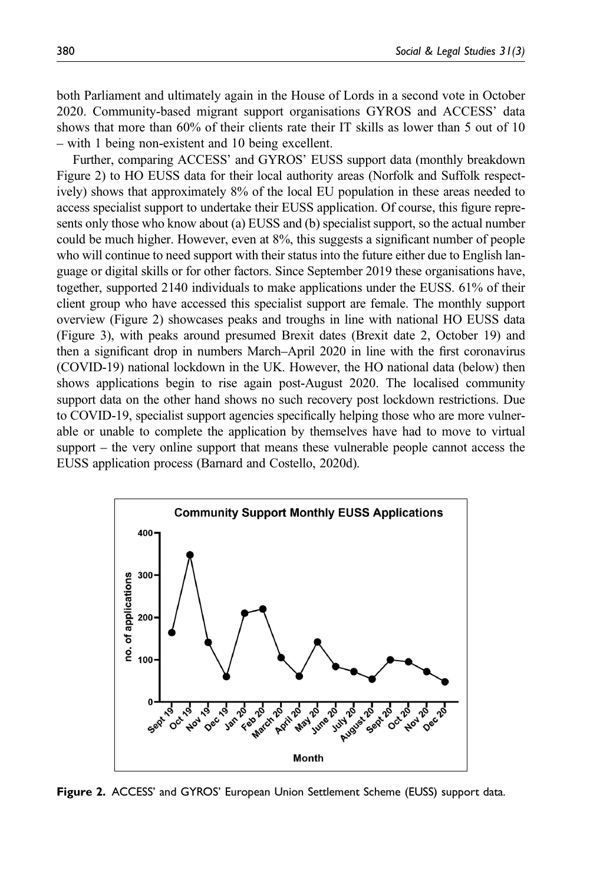both Parliament and ultimately again in the House of Lords in a second vote in October 2020. Community-based migrant support organisations GYROS and ACCESS' data shows that more than 60% of their clients rate their IT skills as lower than 5 out of 10 – with 1 being non-existent and 10 being excellent.

Further, comparing ACCESS' and GYROS' EUSS support data (monthly breakdown Figure 2) to HO EUSS data for their local authority areas (Norfolk and Suffolk respectively) shows that approximately 8% of the local EU population in these areas needed to access specialist support to undertake their EUSS application. Of course, this figure represents only those who know about (a) EUSS and (b) specialist support, so the actual number could be much higher. However, even at 8%, this suggests a significant number of people who will continue to need support with their status into the future either due to English language or digital skills or for other factors. Since September 2019 these organisations have, together, supported 2140 individuals to make applications under the EUSS. 61% of their client group who have accessed this specialist support are female. The monthly support overview (Figure 2) showcases peaks and troughs in line with national HO EUSS data (Figure 3), with peaks around presumed Brexit dates (Brexit date 2, October 19) and then a significant drop in numbers March–April 2020 in line with the first coronavirus (COVID-19) national lockdown in the UK. However, the HO national data (below) then shows applications begin to rise again post-August 2020. The localised community support data on the other hand shows no such recovery post lockdown restrictions. Due to COVID-19, specialist support agencies specifically helping those who are more vulnerable or unable to complete the application by themselves have had to move to virtual support – the very online support that means these vulnerable people cannot access the EUSS application process (Barnard and Costello, 2020d).

**Figure 2.** ACCESS' and GYROS' European Union Settlement Scheme (EUSS) support data.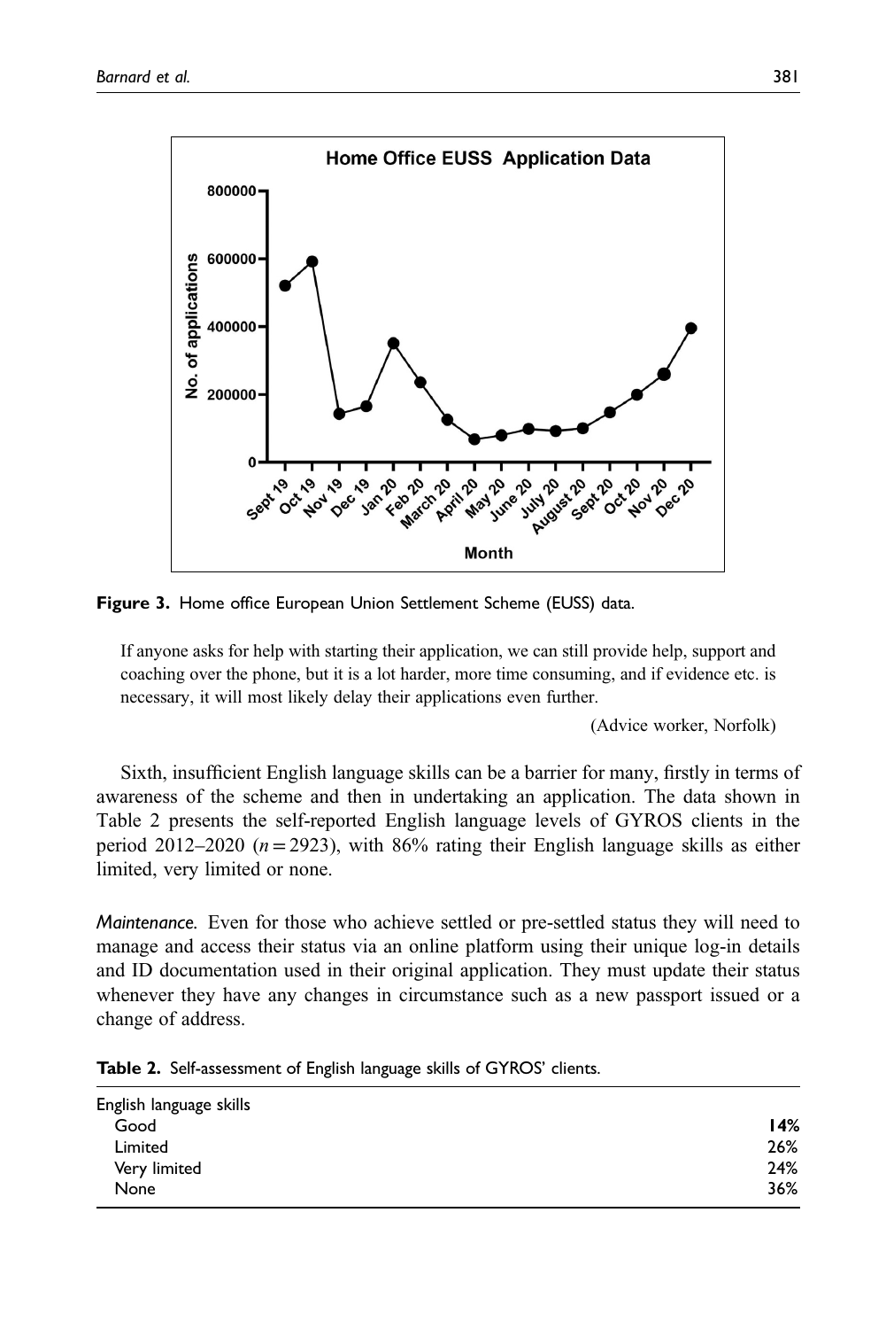**Figure 3.** Home office European Union Settlement Scheme (EUSS) data.

> If anyone asks for help with starting their application, we can still provide help, support and coaching over the phone, but it is a lot harder, more time consuming, and if evidence etc. is necessary, it will most likely delay their applications even further.
>
> (Advice worker, Norfolk)

Sixth, insufficient English language skills can be a barrier for many, firstly in terms of awareness of the scheme and then in undertaking an application. The data shown in Table 2 presents the self-reported English language levels of GYROS clients in the period 2012–2020 ($n = 2923$), with 86% rating their English language skills as either limited, very limited or none.

*Maintenance.* Even for those who achieve settled or pre-settled status they will need to manage and access their status via an online platform using their unique log-in details and ID documentation used in their original application. They must update their status whenever they have any changes in circumstance such as a new passport issued or a change of address.

**Table 2.** Self-assessment of English language skills of GYROS' clients.

| English language skills | |
|---|---|
| Good | **14%** |
| Limited | 26% |
| Very limited | 24% |
| None | 36% |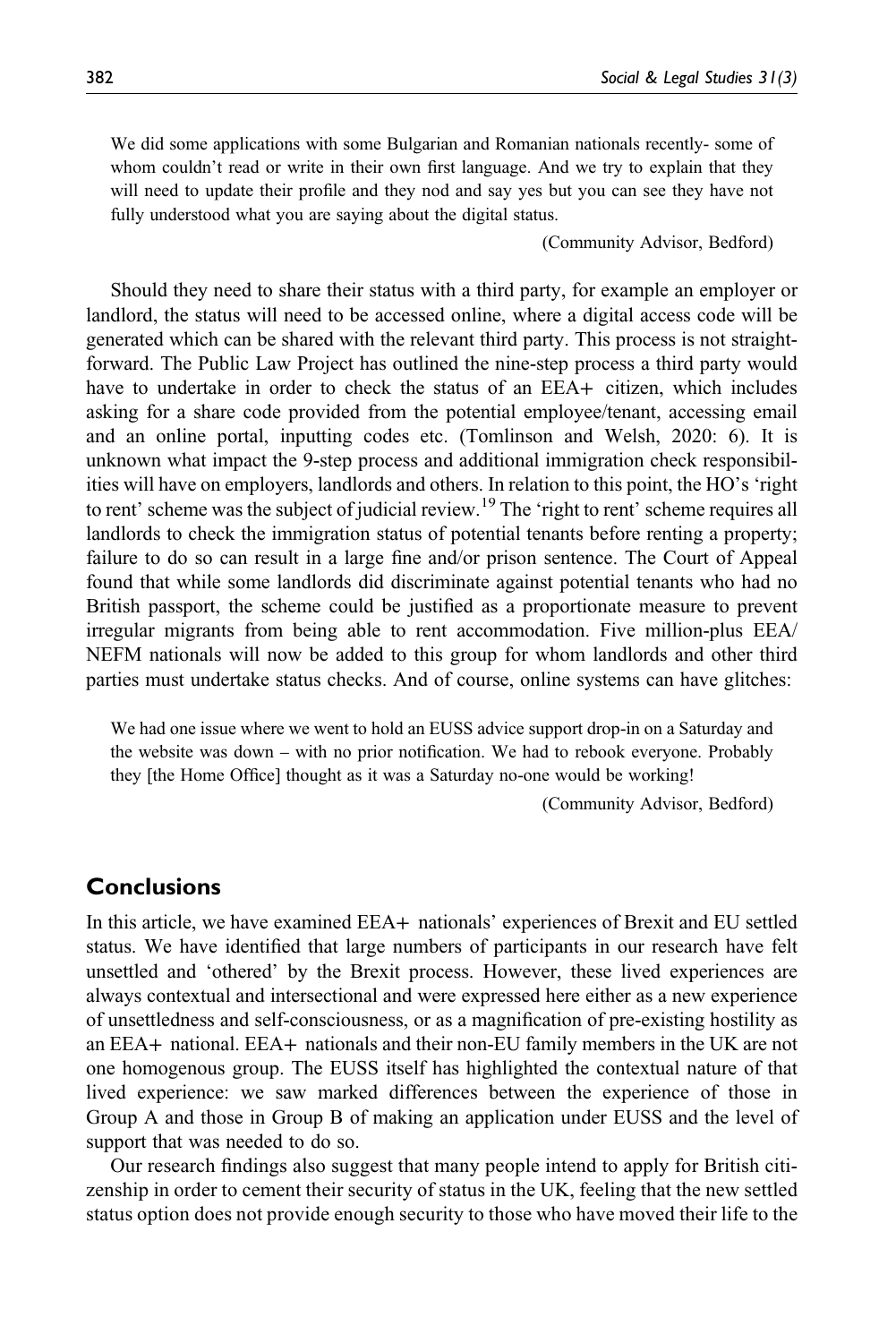> We did some applications with some Bulgarian and Romanian nationals recently- some of whom couldn't read or write in their own first language. And we try to explain that they will need to update their profile and they nod and say yes but you can see they have not fully understood what you are saying about the digital status.
>
> (Community Advisor, Bedford)

Should they need to share their status with a third party, for example an employer or landlord, the status will need to be accessed online, where a digital access code will be generated which can be shared with the relevant third party. This process is not straightforward. The Public Law Project has outlined the nine-step process a third party would have to undertake in order to check the status of an EEA+ citizen, which includes asking for a share code provided from the potential employee/tenant, accessing email and an online portal, inputting codes etc. (Tomlinson and Welsh, 2020: 6). It is unknown what impact the 9-step process and additional immigration check responsibilities will have on employers, landlords and others. In relation to this point, the HO's 'right to rent' scheme was the subject of judicial review.[19] The 'right to rent' scheme requires all landlords to check the immigration status of potential tenants before renting a property; failure to do so can result in a large fine and/or prison sentence. The Court of Appeal found that while some landlords did discriminate against potential tenants who had no British passport, the scheme could be justified as a proportionate measure to prevent irregular migrants from being able to rent accommodation. Five million-plus EEA/NEFM nationals will now be added to this group for whom landlords and other third parties must undertake status checks. And of course, online systems can have glitches:

> We had one issue where we went to hold an EUSS advice support drop-in on a Saturday and the website was down – with no prior notification. We had to rebook everyone. Probably they [the Home Office] thought as it was a Saturday no-one would be working!
>
> (Community Advisor, Bedford)

## Conclusions

In this article, we have examined EEA+ nationals' experiences of Brexit and EU settled status. We have identified that large numbers of participants in our research have felt unsettled and 'othered' by the Brexit process. However, these lived experiences are always contextual and intersectional and were expressed here either as a new experience of unsettledness and self-consciousness, or as a magnification of pre-existing hostility as an EEA+ national. EEA+ nationals and their non-EU family members in the UK are not one homogenous group. The EUSS itself has highlighted the contextual nature of that lived experience: we saw marked differences between the experience of those in Group A and those in Group B of making an application under EUSS and the level of support that was needed to do so.

Our research findings also suggest that many people intend to apply for British citizenship in order to cement their security of status in the UK, feeling that the new settled status option does not provide enough security to those who have moved their life to the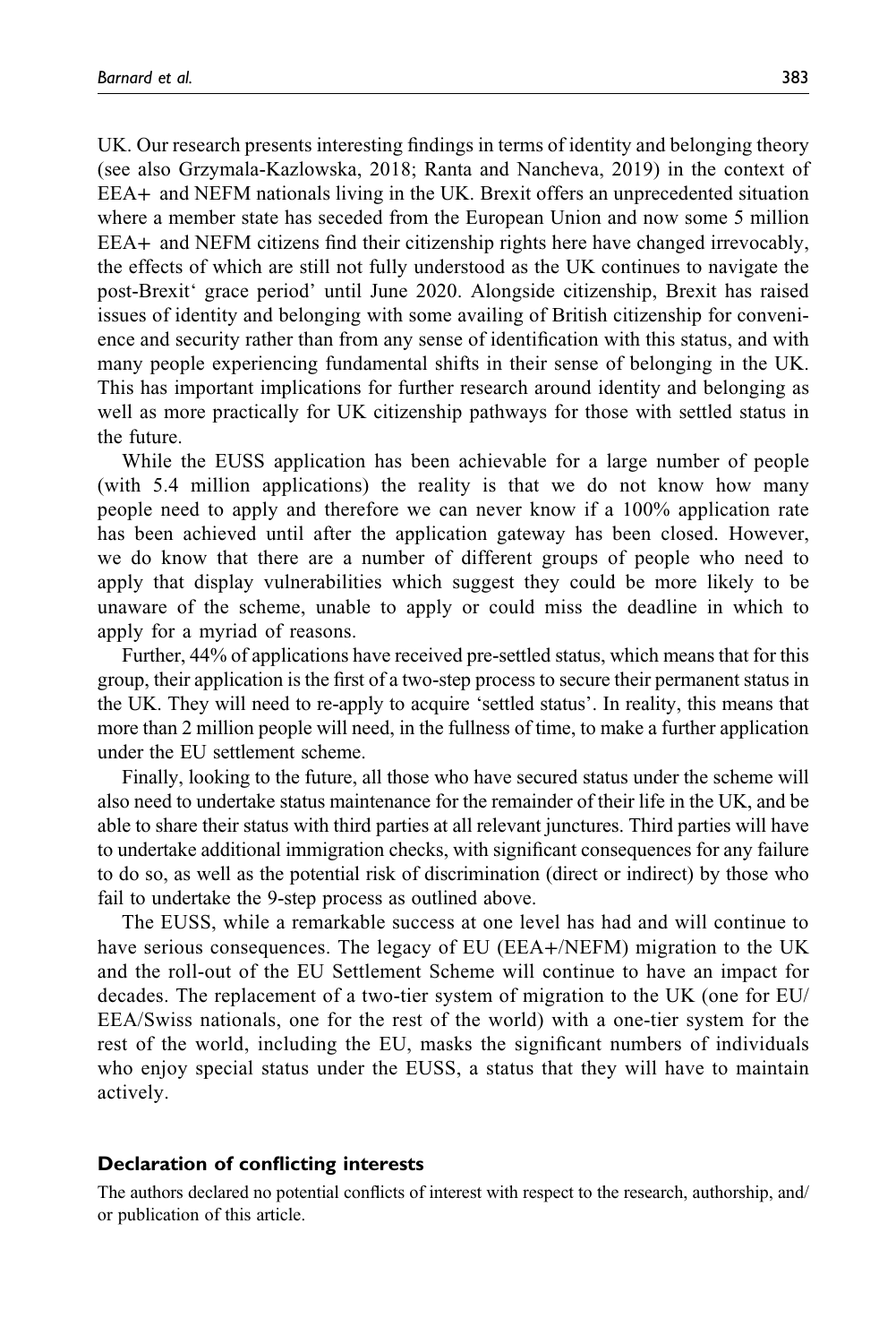UK. Our research presents interesting findings in terms of identity and belonging theory (see also Grzymala-Kazlowska, 2018; Ranta and Nancheva, 2019) in the context of EEA+ and NEFM nationals living in the UK. Brexit offers an unprecedented situation where a member state has seceded from the European Union and now some 5 million EEA+ and NEFM citizens find their citizenship rights here have changed irrevocably, the effects of which are still not fully understood as the UK continues to navigate the post-Brexit' grace period' until June 2020. Alongside citizenship, Brexit has raised issues of identity and belonging with some availing of British citizenship for convenience and security rather than from any sense of identification with this status, and with many people experiencing fundamental shifts in their sense of belonging in the UK. This has important implications for further research around identity and belonging as well as more practically for UK citizenship pathways for those with settled status in the future.

While the EUSS application has been achievable for a large number of people (with 5.4 million applications) the reality is that we do not know how many people need to apply and therefore we can never know if a 100% application rate has been achieved until after the application gateway has been closed. However, we do know that there are a number of different groups of people who need to apply that display vulnerabilities which suggest they could be more likely to be unaware of the scheme, unable to apply or could miss the deadline in which to apply for a myriad of reasons.

Further, 44% of applications have received pre-settled status, which means that for this group, their application is the first of a two-step process to secure their permanent status in the UK. They will need to re-apply to acquire 'settled status'. In reality, this means that more than 2 million people will need, in the fullness of time, to make a further application under the EU settlement scheme.

Finally, looking to the future, all those who have secured status under the scheme will also need to undertake status maintenance for the remainder of their life in the UK, and be able to share their status with third parties at all relevant junctures. Third parties will have to undertake additional immigration checks, with significant consequences for any failure to do so, as well as the potential risk of discrimination (direct or indirect) by those who fail to undertake the 9-step process as outlined above.

The EUSS, while a remarkable success at one level has had and will continue to have serious consequences. The legacy of EU (EEA+/NEFM) migration to the UK and the roll-out of the EU Settlement Scheme will continue to have an impact for decades. The replacement of a two-tier system of migration to the UK (one for EU/EEA/Swiss nationals, one for the rest of the world) with a one-tier system for the rest of the world, including the EU, masks the significant numbers of individuals who enjoy special status under the EUSS, a status that they will have to maintain actively.

### Declaration of conflicting interests

The authors declared no potential conflicts of interest with respect to the research, authorship, and/or publication of this article.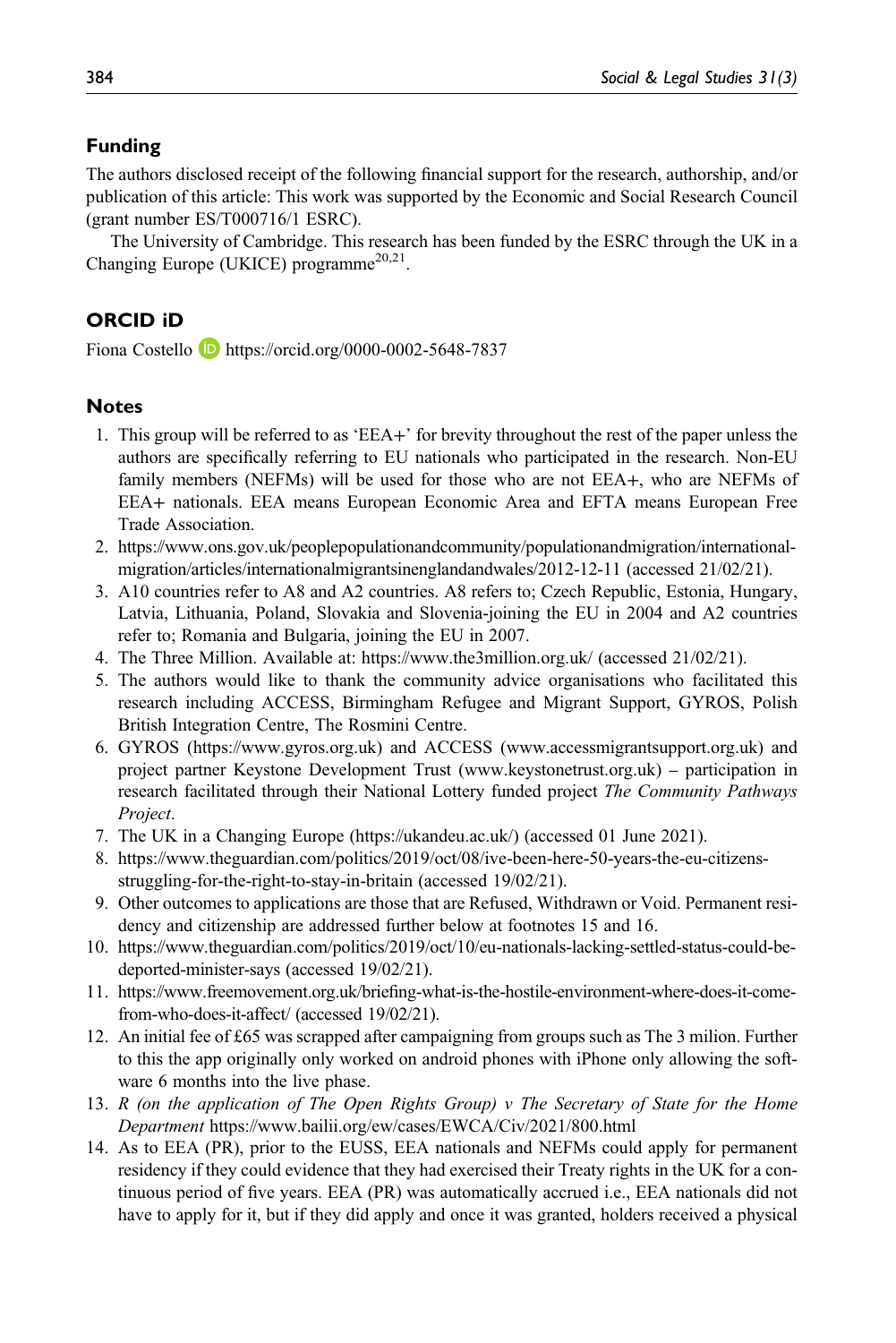## Funding

The authors disclosed receipt of the following financial support for the research, authorship, and/or publication of this article: This work was supported by the Economic and Social Research Council (grant number ES/T000716/1 ESRC).

The University of Cambridge. This research has been funded by the ESRC through the UK in a Changing Europe (UKICE) programme[20,21].

## ORCID iD

Fiona Costello https://orcid.org/0000-0002-5648-7837

## Notes

1. This group will be referred to as 'EEA+' for brevity throughout the rest of the paper unless the authors are specifically referring to EU nationals who participated in the research. Non-EU family members (NEFMs) will be used for those who are not EEA+, who are NEFMs of EEA+ nationals. EEA means European Economic Area and EFTA means European Free Trade Association.
2. https://www.ons.gov.uk/peoplepopulationandcommunity/populationandmigration/internationalmigration/articles/internationalmigrantsinenglandandwales/2012-12-11 (accessed 21/02/21).
3. A10 countries refer to A8 and A2 countries. A8 refers to; Czech Republic, Estonia, Hungary, Latvia, Lithuania, Poland, Slovakia and Slovenia-joining the EU in 2004 and A2 countries refer to; Romania and Bulgaria, joining the EU in 2007.
4. The Three Million. Available at: https://www.the3million.org.uk/ (accessed 21/02/21).
5. The authors would like to thank the community advice organisations who facilitated this research including ACCESS, Birmingham Refugee and Migrant Support, GYROS, Polish British Integration Centre, The Rosmini Centre.
6. GYROS (https://www.gyros.org.uk) and ACCESS (www.accessmigrantsupport.org.uk) and project partner Keystone Development Trust (www.keystonetrust.org.uk) – participation in research facilitated through their National Lottery funded project *The Community Pathways Project*.
7. The UK in a Changing Europe (https://ukandeu.ac.uk/) (accessed 01 June 2021).
8. https://www.theguardian.com/politics/2019/oct/08/ive-been-here-50-years-the-eu-citizens-struggling-for-the-right-to-stay-in-britain (accessed 19/02/21).
9. Other outcomes to applications are those that are Refused, Withdrawn or Void. Permanent residency and citizenship are addressed further below at footnotes 15 and 16.
10. https://www.theguardian.com/politics/2019/oct/10/eu-nationals-lacking-settled-status-could-be-deported-minister-says (accessed 19/02/21).
11. https://www.freemovement.org.uk/briefing-what-is-the-hostile-environment-where-does-it-come-from-who-does-it-affect/ (accessed 19/02/21).
12. An initial fee of £65 was scrapped after campaigning from groups such as The 3 milion. Further to this the app originally only worked on android phones with iPhone only allowing the software 6 months into the live phase.
13. *R (on the application of The Open Rights Group) v The Secretary of State for the Home Department* https://www.bailii.org/ew/cases/EWCA/Civ/2021/800.html
14. As to EEA (PR), prior to the EUSS, EEA nationals and NEFMs could apply for permanent residency if they could evidence that they had exercised their Treaty rights in the UK for a continuous period of five years. EEA (PR) was automatically accrued i.e., EEA nationals did not have to apply for it, but if they did apply and once it was granted, holders received a physical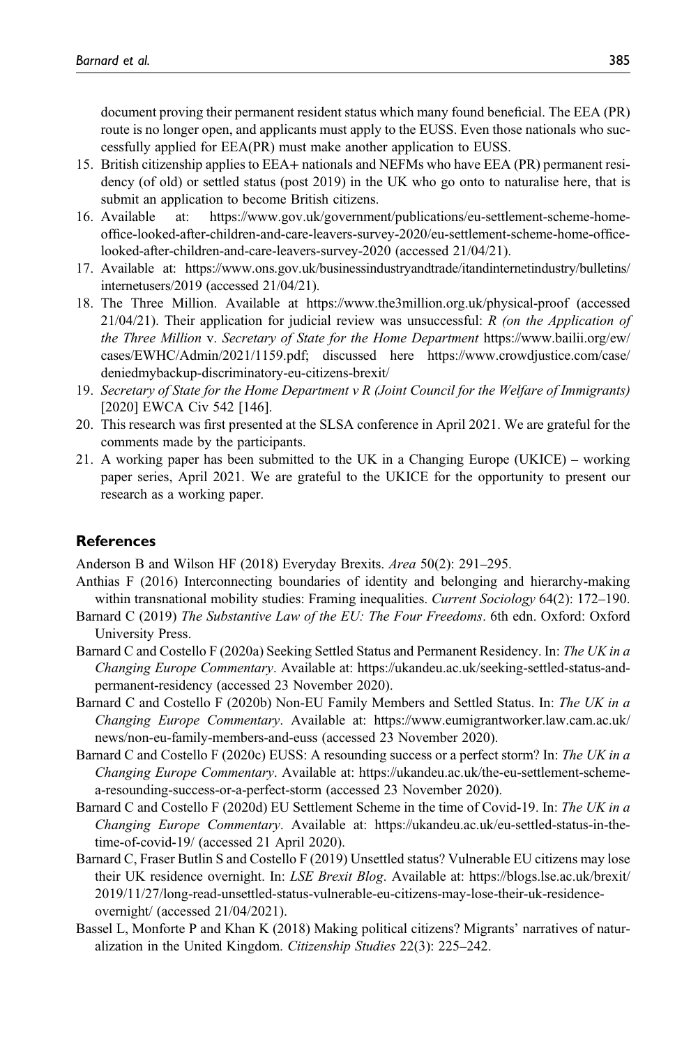document proving their permanent resident status which many found beneficial. The EEA (PR) route is no longer open, and applicants must apply to the EUSS. Even those nationals who successfully applied for EEA(PR) must make another application to EUSS.

15. British citizenship applies to EEA+ nationals and NEFMs who have EEA (PR) permanent residency (of old) or settled status (post 2019) in the UK who go onto to naturalise here, that is submit an application to become British citizens.
16. Available at: https://www.gov.uk/government/publications/eu-settlement-scheme-home-office-looked-after-children-and-care-leavers-survey-2020/eu-settlement-scheme-home-office-looked-after-children-and-care-leavers-survey-2020 (accessed 21/04/21).
17. Available at: https://www.ons.gov.uk/businessindustryandtrade/itandinternetindustry/bulletins/internetusers/2019 (accessed 21/04/21).
18. The Three Million. Available at https://www.the3million.org.uk/physical-proof (accessed 21/04/21). Their application for judicial review was unsuccessful: *R (on the Application of the Three Million* v. *Secretary of State for the Home Department* https://www.bailii.org/ew/cases/EWHC/Admin/2021/1159.pdf; discussed here https://www.crowdjustice.com/case/deniedmybackup-discriminatory-eu-citizens-brexit/
19. *Secretary of State for the Home Department v R (Joint Council for the Welfare of Immigrants)* [2020] EWCA Civ 542 [146].
20. This research was first presented at the SLSA conference in April 2021. We are grateful for the comments made by the participants.
21. A working paper has been submitted to the UK in a Changing Europe (UKICE) – working paper series, April 2021. We are grateful to the UKICE for the opportunity to present our research as a working paper.

## References

Anderson B and Wilson HF (2018) Everyday Brexits. *Area* 50(2): 291–295.

Anthias F (2016) Interconnecting boundaries of identity and belonging and hierarchy-making within transnational mobility studies: Framing inequalities. *Current Sociology* 64(2): 172–190.

Barnard C (2019) *The Substantive Law of the EU: The Four Freedoms*. 6th edn. Oxford: Oxford University Press.

Barnard C and Costello F (2020a) Seeking Settled Status and Permanent Residency. In: *The UK in a Changing Europe Commentary*. Available at: https://ukandeu.ac.uk/seeking-settled-status-and-permanent-residency (accessed 23 November 2020).

Barnard C and Costello F (2020b) Non-EU Family Members and Settled Status. In: *The UK in a Changing Europe Commentary*. Available at: https://www.eumigrantworker.law.cam.ac.uk/news/non-eu-family-members-and-euss (accessed 23 November 2020).

Barnard C and Costello F (2020c) EUSS: A resounding success or a perfect storm? In: *The UK in a Changing Europe Commentary*. Available at: https://ukandeu.ac.uk/the-eu-settlement-scheme-a-resounding-success-or-a-perfect-storm (accessed 23 November 2020).

Barnard C and Costello F (2020d) EU Settlement Scheme in the time of Covid-19. In: *The UK in a Changing Europe Commentary*. Available at: https://ukandeu.ac.uk/eu-settled-status-in-the-time-of-covid-19/ (accessed 21 April 2020).

Barnard C, Fraser Butlin S and Costello F (2019) Unsettled status? Vulnerable EU citizens may lose their UK residence overnight. In: *LSE Brexit Blog*. Available at: https://blogs.lse.ac.uk/brexit/2019/11/27/long-read-unsettled-status-vulnerable-eu-citizens-may-lose-their-uk-residence-overnight/ (accessed 21/04/2021).

Bassel L, Monforte P and Khan K (2018) Making political citizens? Migrants' narratives of naturalization in the United Kingdom. *Citizenship Studies* 22(3): 225–242.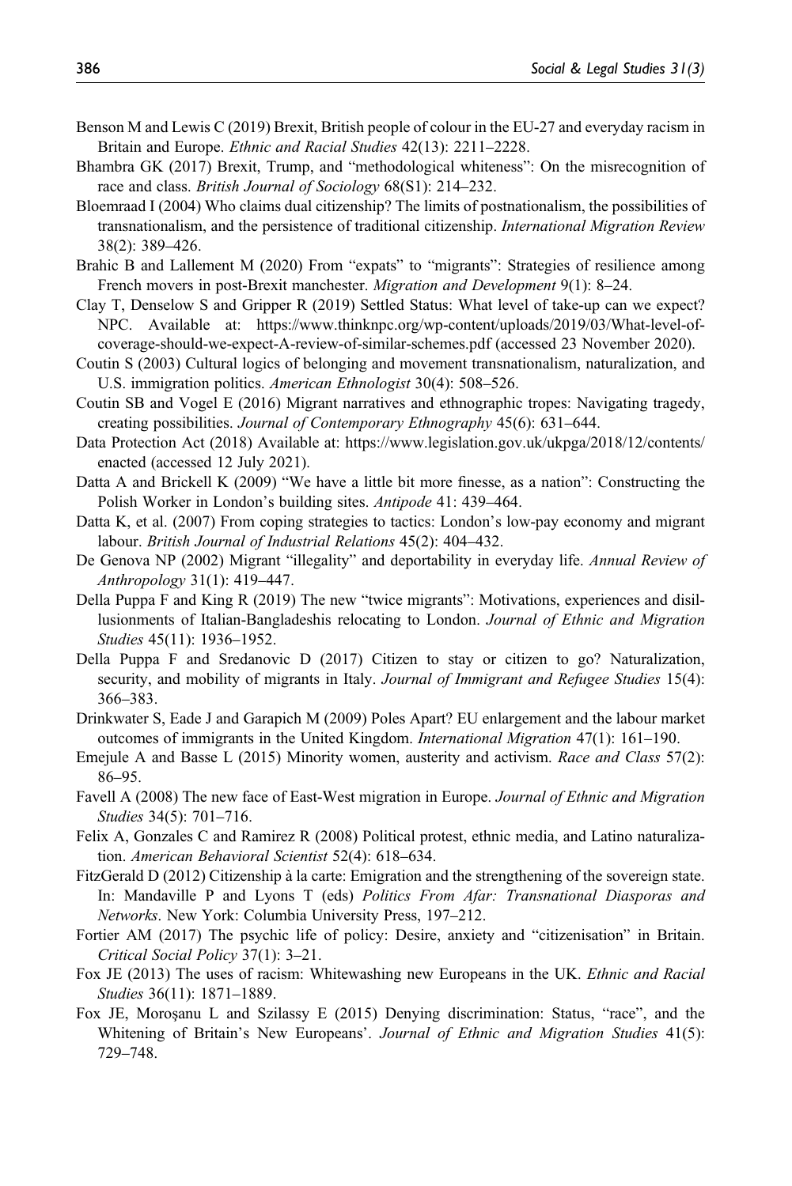Benson M and Lewis C (2019) Brexit, British people of colour in the EU-27 and everyday racism in Britain and Europe. *Ethnic and Racial Studies* 42(13): 2211–2228.

Bhambra GK (2017) Brexit, Trump, and "methodological whiteness": On the misrecognition of race and class. *British Journal of Sociology* 68(S1): 214–232.

Bloemraad I (2004) Who claims dual citizenship? The limits of postnationalism, the possibilities of transnationalism, and the persistence of traditional citizenship. *International Migration Review* 38(2): 389–426.

Brahic B and Lallement M (2020) From "expats" to "migrants": Strategies of resilience among French movers in post-Brexit manchester. *Migration and Development* 9(1): 8–24.

Clay T, Denselow S and Gripper R (2019) Settled Status: What level of take-up can we expect? NPC. Available at: https://www.thinknpc.org/wp-content/uploads/2019/03/What-level-of-coverage-should-we-expect-A-review-of-similar-schemes.pdf (accessed 23 November 2020).

Coutin S (2003) Cultural logics of belonging and movement transnationalism, naturalization, and U.S. immigration politics. *American Ethnologist* 30(4): 508–526.

Coutin SB and Vogel E (2016) Migrant narratives and ethnographic tropes: Navigating tragedy, creating possibilities. *Journal of Contemporary Ethnography* 45(6): 631–644.

Data Protection Act (2018) Available at: https://www.legislation.gov.uk/ukpga/2018/12/contents/enacted (accessed 12 July 2021).

Datta A and Brickell K (2009) "We have a little bit more finesse, as a nation": Constructing the Polish Worker in London's building sites. *Antipode* 41: 439–464.

Datta K, et al. (2007) From coping strategies to tactics: London's low-pay economy and migrant labour. *British Journal of Industrial Relations* 45(2): 404–432.

De Genova NP (2002) Migrant "illegality" and deportability in everyday life. *Annual Review of Anthropology* 31(1): 419–447.

Della Puppa F and King R (2019) The new "twice migrants": Motivations, experiences and disillusionments of Italian-Bangladeshis relocating to London. *Journal of Ethnic and Migration Studies* 45(11): 1936–1952.

Della Puppa F and Sredanovic D (2017) Citizen to stay or citizen to go? Naturalization, security, and mobility of migrants in Italy. *Journal of Immigrant and Refugee Studies* 15(4): 366–383.

Drinkwater S, Eade J and Garapich M (2009) Poles Apart? EU enlargement and the labour market outcomes of immigrants in the United Kingdom. *International Migration* 47(1): 161–190.

Emejule A and Basse L (2015) Minority women, austerity and activism. *Race and Class* 57(2): 86–95.

Favell A (2008) The new face of East-West migration in Europe. *Journal of Ethnic and Migration Studies* 34(5): 701–716.

Felix A, Gonzales C and Ramirez R (2008) Political protest, ethnic media, and Latino naturalization. *American Behavioral Scientist* 52(4): 618–634.

FitzGerald D (2012) Citizenship à la carte: Emigration and the strengthening of the sovereign state. In: Mandaville P and Lyons T (eds) *Politics From Afar: Transnational Diasporas and Networks*. New York: Columbia University Press, 197–212.

Fortier AM (2017) The psychic life of policy: Desire, anxiety and "citizenisation" in Britain. *Critical Social Policy* 37(1): 3–21.

Fox JE (2013) The uses of racism: Whitewashing new Europeans in the UK. *Ethnic and Racial Studies* 36(11): 1871–1889.

Fox JE, Moroşanu L and Szilassy E (2015) Denying discrimination: Status, "race", and the Whitening of Britain's New Europeans'. *Journal of Ethnic and Migration Studies* 41(5): 729–748.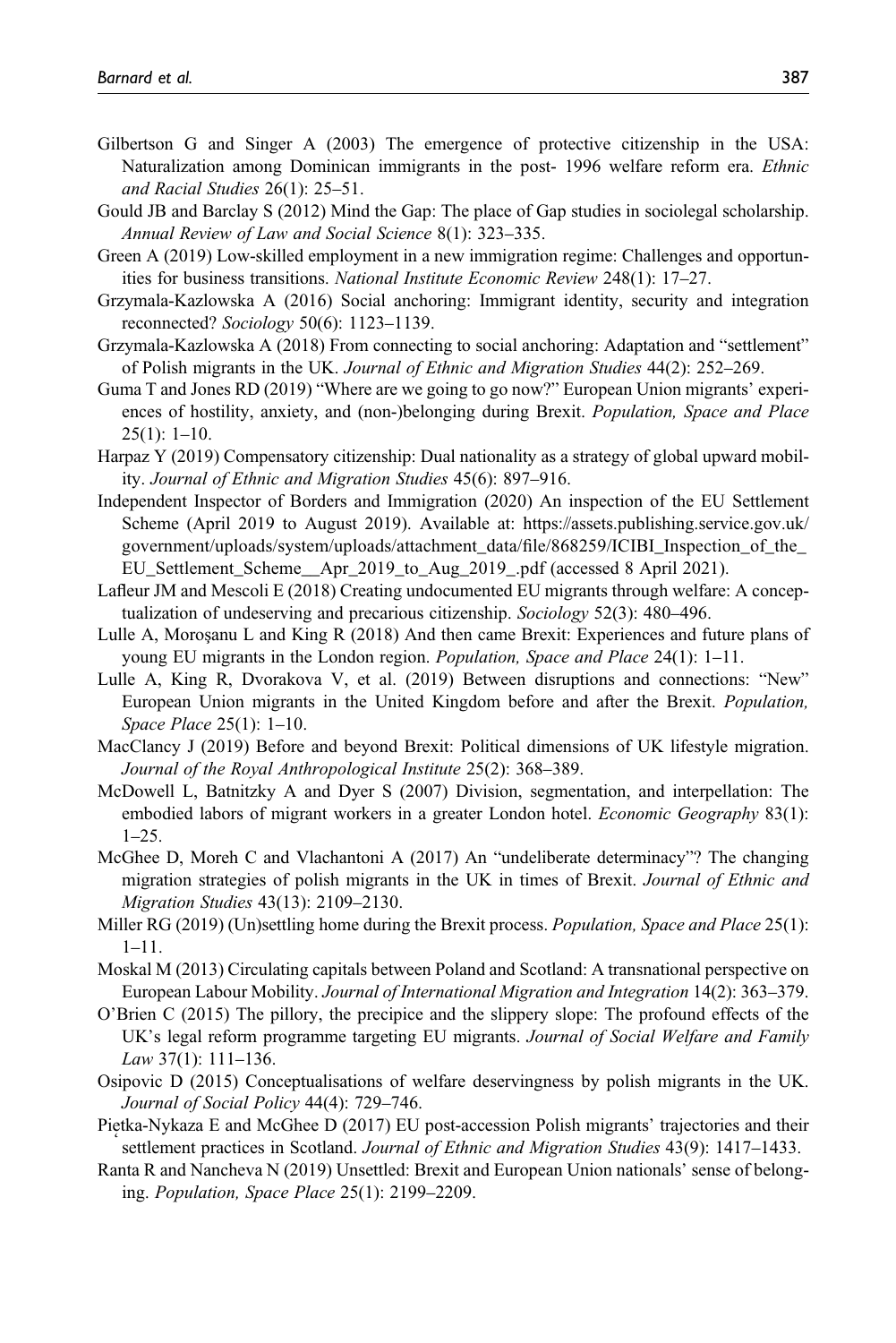Gilbertson G and Singer A (2003) The emergence of protective citizenship in the USA: Naturalization among Dominican immigrants in the post- 1996 welfare reform era. *Ethnic and Racial Studies* 26(1): 25–51.

Gould JB and Barclay S (2012) Mind the Gap: The place of Gap studies in sociolegal scholarship. *Annual Review of Law and Social Science* 8(1): 323–335.

Green A (2019) Low-skilled employment in a new immigration regime: Challenges and opportunities for business transitions. *National Institute Economic Review* 248(1): 17–27.

Grzymala-Kazlowska A (2016) Social anchoring: Immigrant identity, security and integration reconnected? *Sociology* 50(6): 1123–1139.

Grzymala-Kazlowska A (2018) From connecting to social anchoring: Adaptation and "settlement" of Polish migrants in the UK. *Journal of Ethnic and Migration Studies* 44(2): 252–269.

Guma T and Jones RD (2019) "Where are we going to go now?" European Union migrants' experiences of hostility, anxiety, and (non-)belonging during Brexit. *Population, Space and Place* 25(1): 1–10.

Harpaz Y (2019) Compensatory citizenship: Dual nationality as a strategy of global upward mobility. *Journal of Ethnic and Migration Studies* 45(6): 897–916.

Independent Inspector of Borders and Immigration (2020) An inspection of the EU Settlement Scheme (April 2019 to August 2019). Available at: https://assets.publishing.service.gov.uk/government/uploads/system/uploads/attachment_data/file/868259/ICIBI_Inspection_of_the_EU_Settlement_Scheme__Apr_2019_to_Aug_2019_.pdf (accessed 8 April 2021).

Lafleur JM and Mescoli E (2018) Creating undocumented EU migrants through welfare: A conceptualization of undeserving and precarious citizenship. *Sociology* 52(3): 480–496.

Lulle A, Moroşanu L and King R (2018) And then came Brexit: Experiences and future plans of young EU migrants in the London region. *Population, Space and Place* 24(1): 1–11.

Lulle A, King R, Dvorakova V, et al. (2019) Between disruptions and connections: "New" European Union migrants in the United Kingdom before and after the Brexit. *Population, Space Place* 25(1): 1–10.

MacClancy J (2019) Before and beyond Brexit: Political dimensions of UK lifestyle migration. *Journal of the Royal Anthropological Institute* 25(2): 368–389.

McDowell L, Batnitzky A and Dyer S (2007) Division, segmentation, and interpellation: The embodied labors of migrant workers in a greater London hotel. *Economic Geography* 83(1): 1–25.

McGhee D, Moreh C and Vlachantoni A (2017) An "undeliberate determinacy"? The changing migration strategies of polish migrants in the UK in times of Brexit. *Journal of Ethnic and Migration Studies* 43(13): 2109–2130.

Miller RG (2019) (Un)settling home during the Brexit process. *Population, Space and Place* 25(1): 1–11.

Moskal M (2013) Circulating capitals between Poland and Scotland: A transnational perspective on European Labour Mobility. *Journal of International Migration and Integration* 14(2): 363–379.

O'Brien C (2015) The pillory, the precipice and the slippery slope: The profound effects of the UK's legal reform programme targeting EU migrants. *Journal of Social Welfare and Family Law* 37(1): 111–136.

Osipovic D (2015) Conceptualisations of welfare deservingness by polish migrants in the UK. *Journal of Social Policy* 44(4): 729–746.

Piętka-Nykaza E and McGhee D (2017) EU post-accession Polish migrants' trajectories and their settlement practices in Scotland. *Journal of Ethnic and Migration Studies* 43(9): 1417–1433.

Ranta R and Nancheva N (2019) Unsettled: Brexit and European Union nationals' sense of belonging. *Population, Space Place* 25(1): 2199–2209.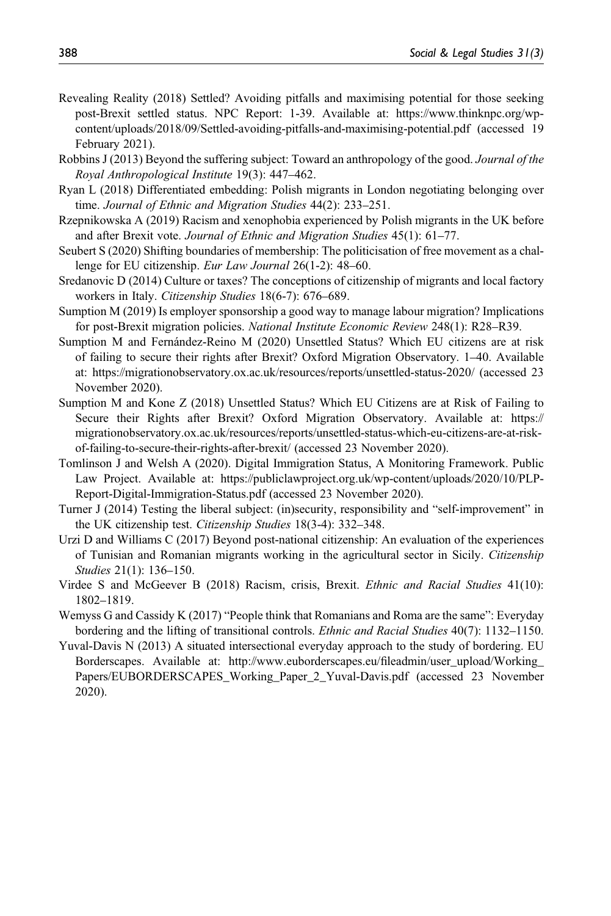Revealing Reality (2018) Settled? Avoiding pitfalls and maximising potential for those seeking post-Brexit settled status. NPC Report: 1-39. Available at: https://www.thinknpc.org/wp-content/uploads/2018/09/Settled-avoiding-pitfalls-and-maximising-potential.pdf (accessed 19 February 2021).

Robbins J (2013) Beyond the suffering subject: Toward an anthropology of the good. *Journal of the Royal Anthropological Institute* 19(3): 447–462.

Ryan L (2018) Differentiated embedding: Polish migrants in London negotiating belonging over time. *Journal of Ethnic and Migration Studies* 44(2): 233–251.

Rzepnikowska A (2019) Racism and xenophobia experienced by Polish migrants in the UK before and after Brexit vote. *Journal of Ethnic and Migration Studies* 45(1): 61–77.

Seubert S (2020) Shifting boundaries of membership: The politicisation of free movement as a challenge for EU citizenship. *Eur Law Journal* 26(1-2): 48–60.

Sredanovic D (2014) Culture or taxes? The conceptions of citizenship of migrants and local factory workers in Italy. *Citizenship Studies* 18(6-7): 676–689.

Sumption M (2019) Is employer sponsorship a good way to manage labour migration? Implications for post-Brexit migration policies. *National Institute Economic Review* 248(1): R28–R39.

Sumption M and Fernández-Reino M (2020) Unsettled Status? Which EU citizens are at risk of failing to secure their rights after Brexit? Oxford Migration Observatory. 1–40. Available at: https://migrationobservatory.ox.ac.uk/resources/reports/unsettled-status-2020/ (accessed 23 November 2020).

Sumption M and Kone Z (2018) Unsettled Status? Which EU Citizens are at Risk of Failing to Secure their Rights after Brexit? Oxford Migration Observatory. Available at: https://migrationobservatory.ox.ac.uk/resources/reports/unsettled-status-which-eu-citizens-are-at-risk-of-failing-to-secure-their-rights-after-brexit/ (accessed 23 November 2020).

Tomlinson J and Welsh A (2020). Digital Immigration Status, A Monitoring Framework. Public Law Project. Available at: https://publiclawproject.org.uk/wp-content/uploads/2020/10/PLP-Report-Digital-Immigration-Status.pdf (accessed 23 November 2020).

Turner J (2014) Testing the liberal subject: (in)security, responsibility and "self-improvement" in the UK citizenship test. *Citizenship Studies* 18(3-4): 332–348.

Urzi D and Williams C (2017) Beyond post-national citizenship: An evaluation of the experiences of Tunisian and Romanian migrants working in the agricultural sector in Sicily. *Citizenship Studies* 21(1): 136–150.

Virdee S and McGeever B (2018) Racism, crisis, Brexit. *Ethnic and Racial Studies* 41(10): 1802–1819.

Wemyss G and Cassidy K (2017) "People think that Romanians and Roma are the same": Everyday bordering and the lifting of transitional controls. *Ethnic and Racial Studies* 40(7): 1132–1150.

Yuval-Davis N (2013) A situated intersectional everyday approach to the study of bordering. EU Borderscapes. Available at: http://www.euborderscapes.eu/fileadmin/user_upload/Working_Papers/EUBORDERSCAPES_Working_Paper_2_Yuval-Davis.pdf (accessed 23 November 2020).